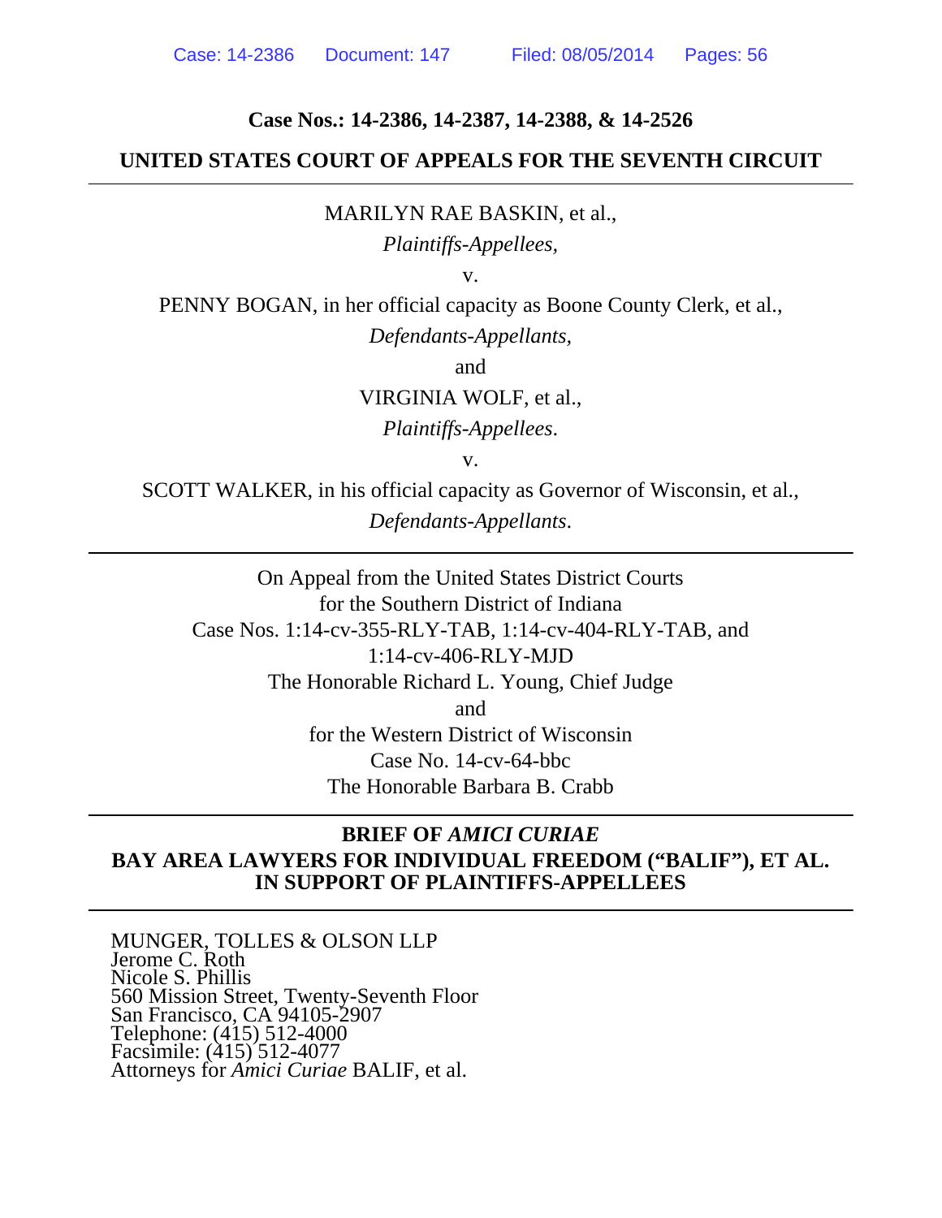**Case Nos.: 14-2386, 14-2387, 14-2388, & 14-2526**

**UNITED STATES COURT OF APPEALS FOR THE SEVENTH CIRCUIT**

---

MARILYN RAE BASKIN, et al.,

*Plaintiffs-Appellees,*

v.

PENNY BOGAN, in her official capacity as Boone County Clerk, et al.,

*Defendants-Appellants,*

and

VIRGINIA WOLF, et al.,

*Plaintiffs-Appellees.*

v.

SCOTT WALKER, in his official capacity as Governor of Wisconsin, et al.,

*Defendants-Appellants.*

---

On Appeal from the United States District Courts
for the Southern District of Indiana
Case Nos. 1:14-cv-355-RLY-TAB, 1:14-cv-404-RLY-TAB, and
1:14-cv-406-RLY-MJD
The Honorable Richard L. Young, Chief Judge
and
for the Western District of Wisconsin
Case No. 14-cv-64-bbc
The Honorable Barbara B. Crabb

---

**BRIEF OF *AMICI CURIAE***
**BAY AREA LAWYERS FOR INDIVIDUAL FREEDOM ("BALIF"), ET AL.**
**IN SUPPORT OF PLAINTIFFS-APPELLEES**

---

MUNGER, TOLLES & OLSON LLP
Jerome C. Roth
Nicole S. Phillis
560 Mission Street, Twenty-Seventh Floor
San Francisco, CA 94105-2907
Telephone: (415) 512-4000
Facsimile: (415) 512-4077
Attorneys for *Amici Curiae* BALIF, et al.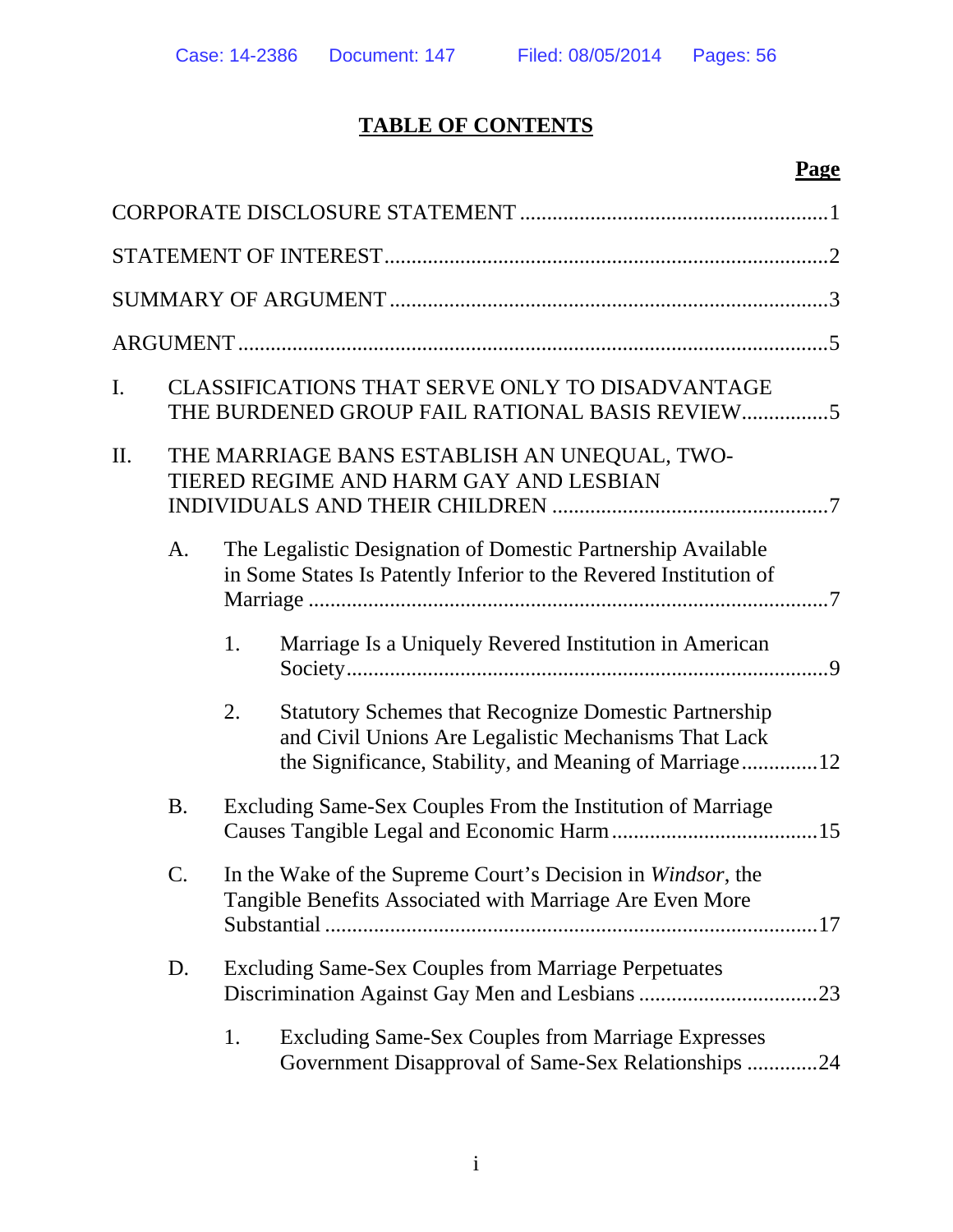# TABLE OF CONTENTS

**Page**

CORPORATE DISCLOSURE STATEMENT ........................................................1

STATEMENT OF INTEREST ................................................................................2

SUMMARY OF ARGUMENT ...............................................................................3

ARGUMENT .........................................................................................................5

I. CLASSIFICATIONS THAT SERVE ONLY TO DISADVANTAGE THE BURDENED GROUP FAIL RATIONAL BASIS REVIEW ................5

II. THE MARRIAGE BANS ESTABLISH AN UNEQUAL, TWO-TIERED REGIME AND HARM GAY AND LESBIAN INDIVIDUALS AND THEIR CHILDREN ..................................................7

   A. The Legalistic Designation of Domestic Partnership Available in Some States Is Patently Inferior to the Revered Institution of Marriage ...............................................................................7

      1. Marriage Is a Uniquely Revered Institution in American Society .......................................................................................9

      2. Statutory Schemes that Recognize Domestic Partnership and Civil Unions Are Legalistic Mechanisms That Lack the Significance, Stability, and Meaning of Marriage .............12

   B. Excluding Same-Sex Couples From the Institution of Marriage Causes Tangible Legal and Economic Harm .....................................15

   C. In the Wake of the Supreme Court's Decision in *Windsor*, the Tangible Benefits Associated with Marriage Are Even More Substantial .........................................................................17

   D. Excluding Same-Sex Couples from Marriage Perpetuates Discrimination Against Gay Men and Lesbians ................................23

      1. Excluding Same-Sex Couples from Marriage Expresses Government Disapproval of Same-Sex Relationships .............24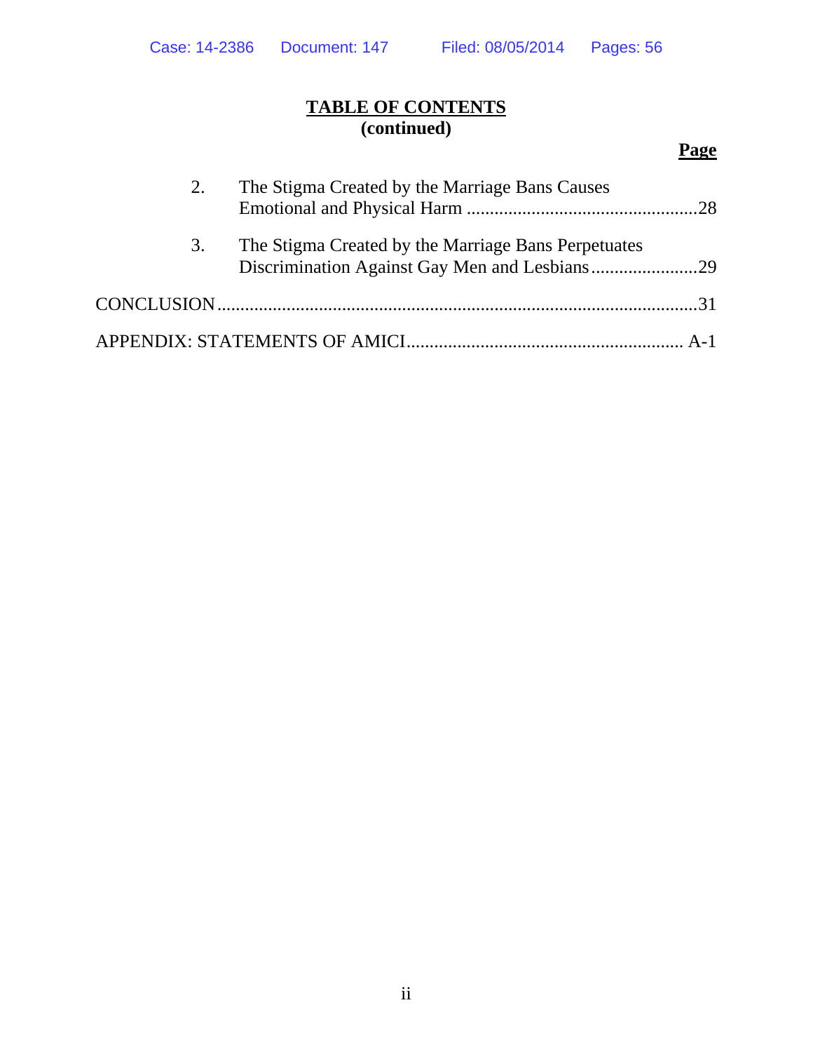## TABLE OF CONTENTS
**(continued)**

| | | Page |
|---|---|---|
| 2. | The Stigma Created by the Marriage Bans Causes Emotional and Physical Harm | 28 |
| 3. | The Stigma Created by the Marriage Bans Perpetuates Discrimination Against Gay Men and Lesbians | 29 |
| CONCLUSION | | 31 |
| APPENDIX: STATEMENTS OF AMICI | | A-1 |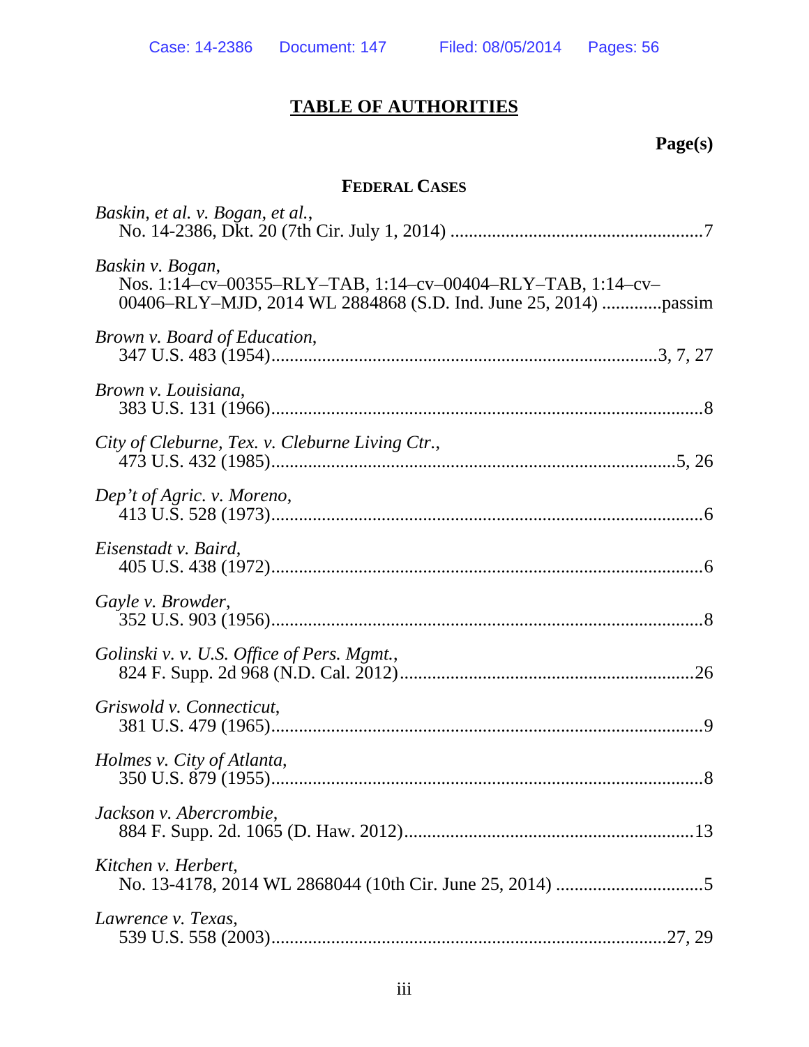# TABLE OF AUTHORITIES

**Page(s)**

## FEDERAL CASES

*Baskin, et al. v. Bogan, et al.*,
No. 14-2386, Dkt. 20 (7th Cir. July 1, 2014) ....................................................... 7

*Baskin v. Bogan*,
Nos. 1:14–cv–00355–RLY–TAB, 1:14–cv–00404–RLY–TAB, 1:14–cv–00406–RLY–MJD, 2014 WL 2884868 (S.D. Ind. June 25, 2014) ............. passim

*Brown v. Board of Education*,
347 U.S. 483 (1954)................................................................................... 3, 7, 27

*Brown v. Louisiana*,
383 U.S. 131 (1966)............................................................................................. 8

*City of Cleburne, Tex. v. Cleburne Living Ctr.*,
473 U.S. 432 (1985)....................................................................................... 5, 26

*Dep't of Agric. v. Moreno*,
413 U.S. 528 (1973)............................................................................................. 6

*Eisenstadt v. Baird*,
405 U.S. 438 (1972)............................................................................................. 6

*Gayle v. Browder*,
352 U.S. 903 (1956)............................................................................................. 8

*Golinski v. v. U.S. Office of Pers. Mgmt.*,
824 F. Supp. 2d 968 (N.D. Cal. 2012)............................................................... 26

*Griswold v. Connecticut*,
381 U.S. 479 (1965)............................................................................................. 9

*Holmes v. City of Atlanta*,
350 U.S. 879 (1955)............................................................................................. 8

*Jackson v. Abercrombie*,
884 F. Supp. 2d. 1065 (D. Haw. 2012).............................................................. 13

*Kitchen v. Herbert*,
No. 13-4178, 2014 WL 2868044 (10th Cir. June 25, 2014) ................................ 5

*Lawrence v. Texas*,
539 U.S. 558 (2003)....................................................................................... 27, 29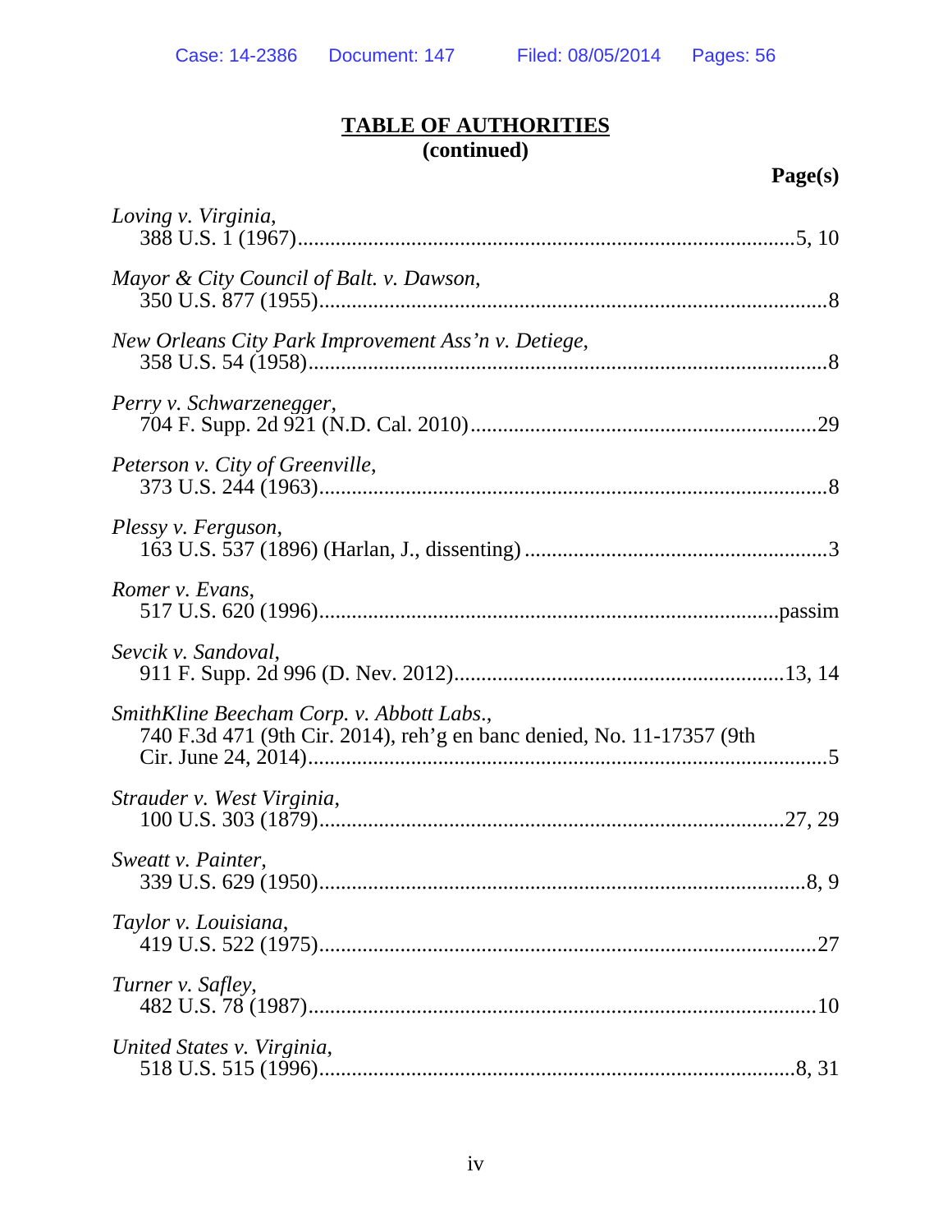## TABLE OF AUTHORITIES
**(continued)**

**Page(s)**

*Loving v. Virginia*,
388 U.S. 1 (1967)....................................................................................5, 10

*Mayor & City Council of Balt. v. Dawson*,
350 U.S. 877 (1955)........................................................................................8

*New Orleans City Park Improvement Ass'n v. Detiege*,
358 U.S. 54 (1958)..........................................................................................8

*Perry v. Schwarzenegger*,
704 F. Supp. 2d 921 (N.D. Cal. 2010)...........................................................29

*Peterson v. City of Greenville*,
373 U.S. 244 (1963)........................................................................................8

*Plessy v. Ferguson*,
163 U.S. 537 (1896) (Harlan, J., dissenting) ...................................................3

*Romer v. Evans*,
517 U.S. 620 (1996)...............................................................................passim

*Sevcik v. Sandoval*,
911 F. Supp. 2d 996 (D. Nev. 2012)........................................................13, 14

*SmithKline Beecham Corp. v. Abbott Labs.*,
740 F.3d 471 (9th Cir. 2014), reh'g en banc denied, No. 11-17357 (9th Cir. June 24, 2014).........................................................................................5

*Strauder v. West Virginia*,
100 U.S. 303 (1879)................................................................................27, 29

*Sweatt v. Painter*,
339 U.S. 629 (1950)....................................................................................8, 9

*Taylor v. Louisiana*,
419 U.S. 522 (1975)......................................................................................27

*Turner v. Safley*,
482 U.S. 78 (1987)........................................................................................10

*United States v. Virginia*,
518 U.S. 515 (1996)....................................................................................8, 31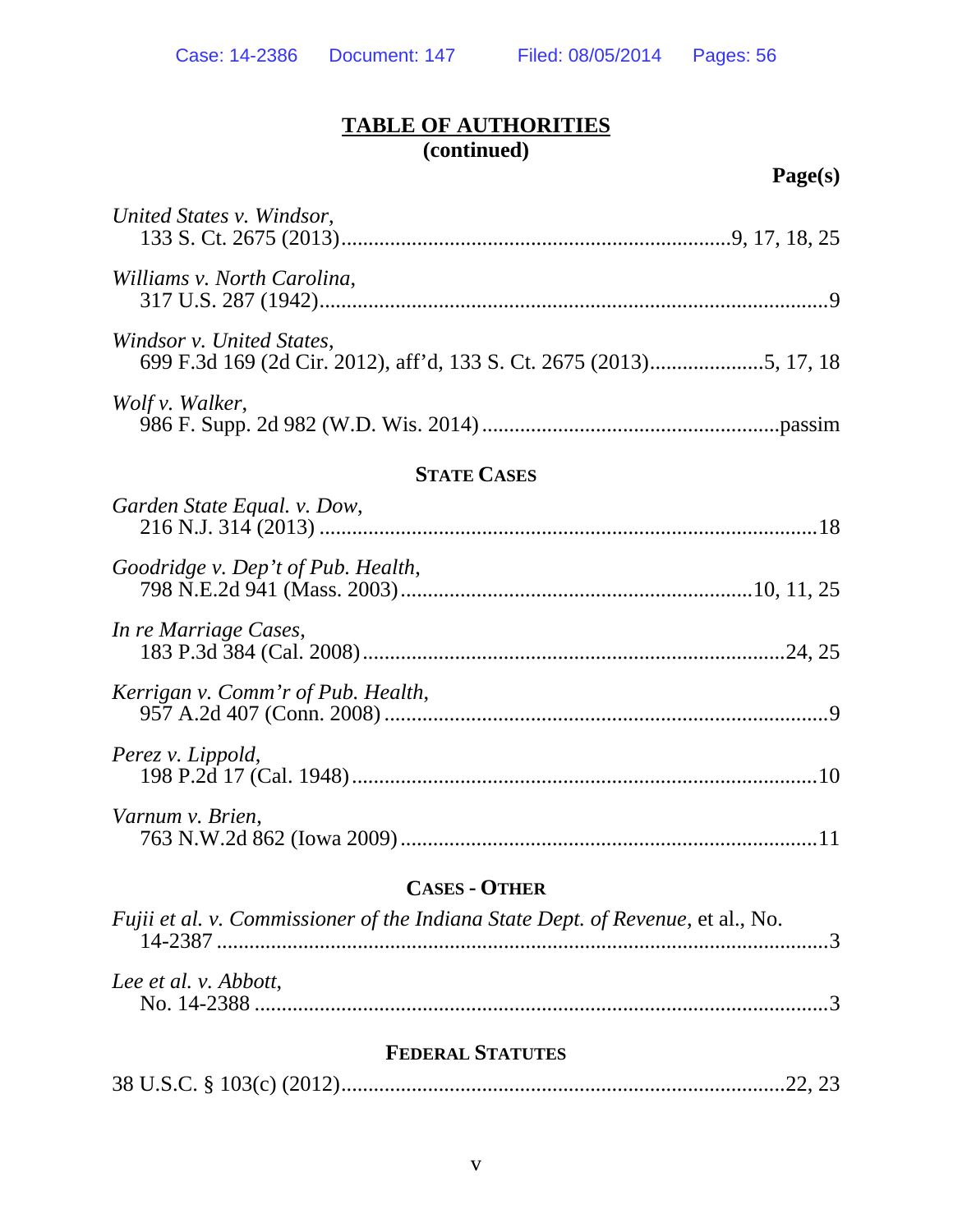**TABLE OF AUTHORITIES**
**(continued)**

**Page(s)**

*United States v. Windsor*,
133 S. Ct. 2675 (2013)........................................................................9, 17, 18, 25

*Williams v. North Carolina*,
317 U.S. 287 (1942)..............................................................................................9

*Windsor v. United States*,
699 F.3d 169 (2d Cir. 2012), aff'd, 133 S. Ct. 2675 (2013).....................5, 17, 18

*Wolf v. Walker*,
986 F. Supp. 2d 982 (W.D. Wis. 2014) ......................................................passim

**STATE CASES**

*Garden State Equal. v. Dow*,
216 N.J. 314 (2013) ...........................................................................................18

*Goodridge v. Dep't of Pub. Health*,
798 N.E.2d 941 (Mass. 2003)................................................................10, 11, 25

*In re Marriage Cases*,
183 P.3d 384 (Cal. 2008).............................................................................24, 25

*Kerrigan v. Comm'r of Pub. Health*,
957 A.2d 407 (Conn. 2008) ..................................................................................9

*Perez v. Lippold*,
198 P.2d 17 (Cal. 1948)......................................................................................10

*Varnum v. Brien*,
763 N.W.2d 862 (Iowa 2009)............................................................................11

**CASES - OTHER**

*Fujii et al. v. Commissioner of the Indiana State Dept. of Revenue*, et al., No.
14-2387 ..................................................................................................................3

*Lee et al. v. Abbott*,
No. 14-2388 ..........................................................................................................3

**FEDERAL STATUTES**

38 U.S.C. § 103(c) (2012)..................................................................................22, 23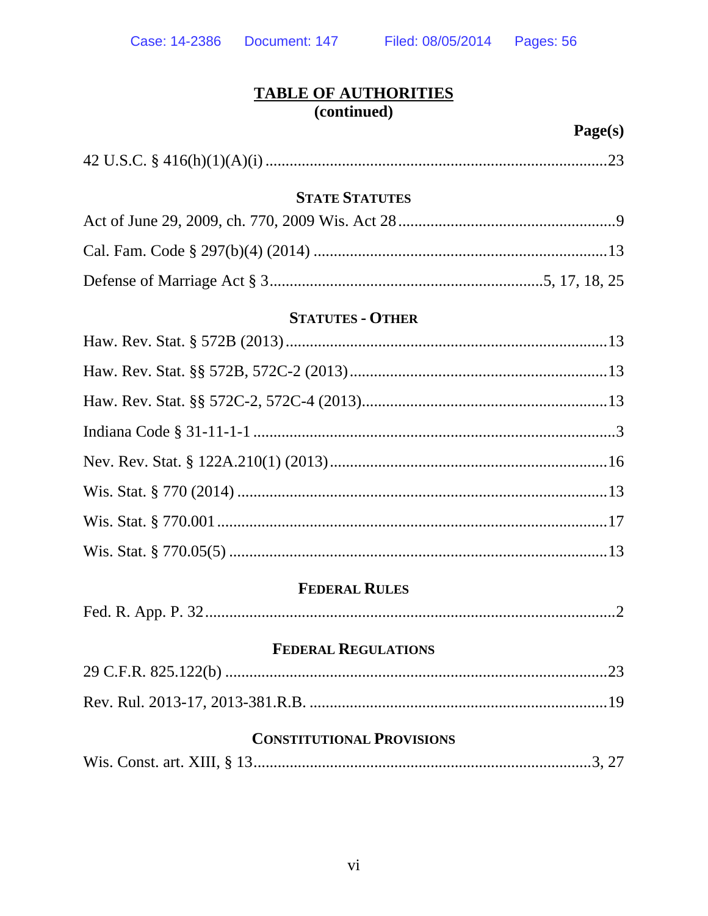## TABLE OF AUTHORITIES
### (continued)

**Page(s)**

42 U.S.C. § 416(h)(1)(A)(i) ....................................................................................23

### STATE STATUTES

Act of June 29, 2009, ch. 770, 2009 Wis. Act 28 .....................................................9

Cal. Fam. Code § 297(b)(4) (2014) ........................................................................13

Defense of Marriage Act § 3...................................................................5, 17, 18, 25

### STATUTES - OTHER

Haw. Rev. Stat. § 572B (2013)................................................................................13

Haw. Rev. Stat. §§ 572B, 572C-2 (2013)................................................................13

Haw. Rev. Stat. §§ 572C-2, 572C-4 (2013).............................................................13

Indiana Code § 31-11-1-1 ..........................................................................................3

Nev. Rev. Stat. § 122A.210(1) (2013).....................................................................16

Wis. Stat. § 770 (2014) ............................................................................................13

Wis. Stat. § 770.001 .................................................................................................17

Wis. Stat. § 770.05(5) ..............................................................................................13

### FEDERAL RULES

Fed. R. App. P. 32......................................................................................................2

### FEDERAL REGULATIONS

29 C.F.R. 825.122(b) ...............................................................................................23

Rev. Rul. 2013-17, 2013-381.R.B. .........................................................................19

### CONSTITUTIONAL PROVISIONS

Wis. Const. art. XIII, § 13....................................................................................3, 27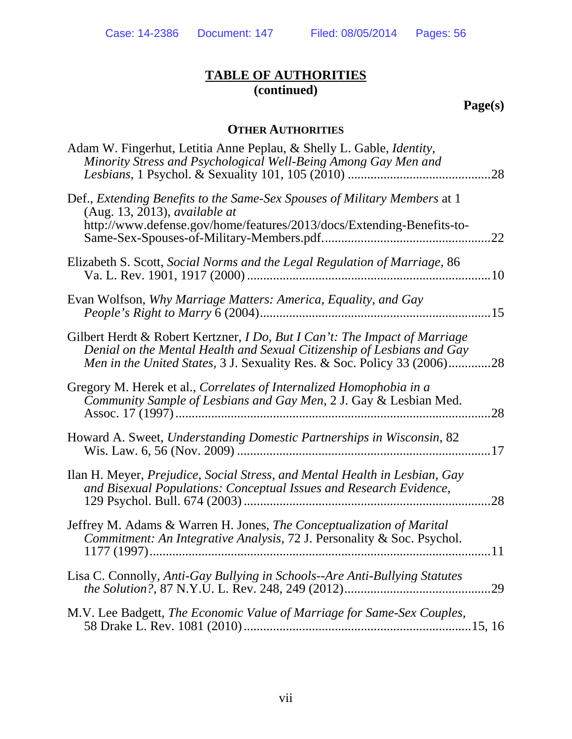## TABLE OF AUTHORITIES
**(continued)**

**Page(s)**

### OTHER AUTHORITIES

Adam W. Fingerhut, Letitia Anne Peplau, & Shelly L. Gable, *Identity, Minority Stress and Psychological Well-Being Among Gay Men and Lesbians*, 1 Psychol. & Sexuality 101, 105 (2010) ............................................28

Def., *Extending Benefits to the Same-Sex Spouses of Military Members* at 1 (Aug. 13, 2013), *available at* http://www.defense.gov/home/features/2013/docs/Extending-Benefits-to-Same-Sex-Spouses-of-Military-Members.pdf....................................................22

Elizabeth S. Scott, *Social Norms and the Legal Regulation of Marriage*, 86 Va. L. Rev. 1901, 1917 (2000) ..........................................................................10

Evan Wolfson, *Why Marriage Matters: America, Equality, and Gay People's Right to Marry* 6 (2004)......................................................................15

Gilbert Herdt & Robert Kertzner, *I Do, But I Can't: The Impact of Marriage Denial on the Mental Health and Sexual Citizenship of Lesbians and Gay Men in the United States*, 3 J. Sexuality Res. & Soc. Policy 33 (2006).............28

Gregory M. Herek et al., *Correlates of Internalized Homophobia in a Community Sample of Lesbians and Gay Men*, 2 J. Gay & Lesbian Med. Assoc. 17 (1997) ..................................................................................................28

Howard A. Sweet, *Understanding Domestic Partnerships in Wisconsin*, 82 Wis. Law. 6, 56 (Nov. 2009) .............................................................................17

Ilan H. Meyer, *Prejudice, Social Stress, and Mental Health in Lesbian, Gay and Bisexual Populations: Conceptual Issues and Research Evidence*, 129 Psychol. Bull. 674 (2003) ...........................................................................28

Jeffrey M. Adams & Warren H. Jones, *The Conceptualization of Marital Commitment: An Integrative Analysis*, 72 J. Personality & Soc. Psychol. 1177 (1997).........................................................................................................11

Lisa C. Connolly, *Anti-Gay Bullying in Schools--Are Anti-Bullying Statutes the Solution?*, 87 N.Y.U. L. Rev. 248, 249 (2012)............................................29

M.V. Lee Badgett, *The Economic Value of Marriage for Same-Sex Couples*, 58 Drake L. Rev. 1081 (2010).....................................................................15, 16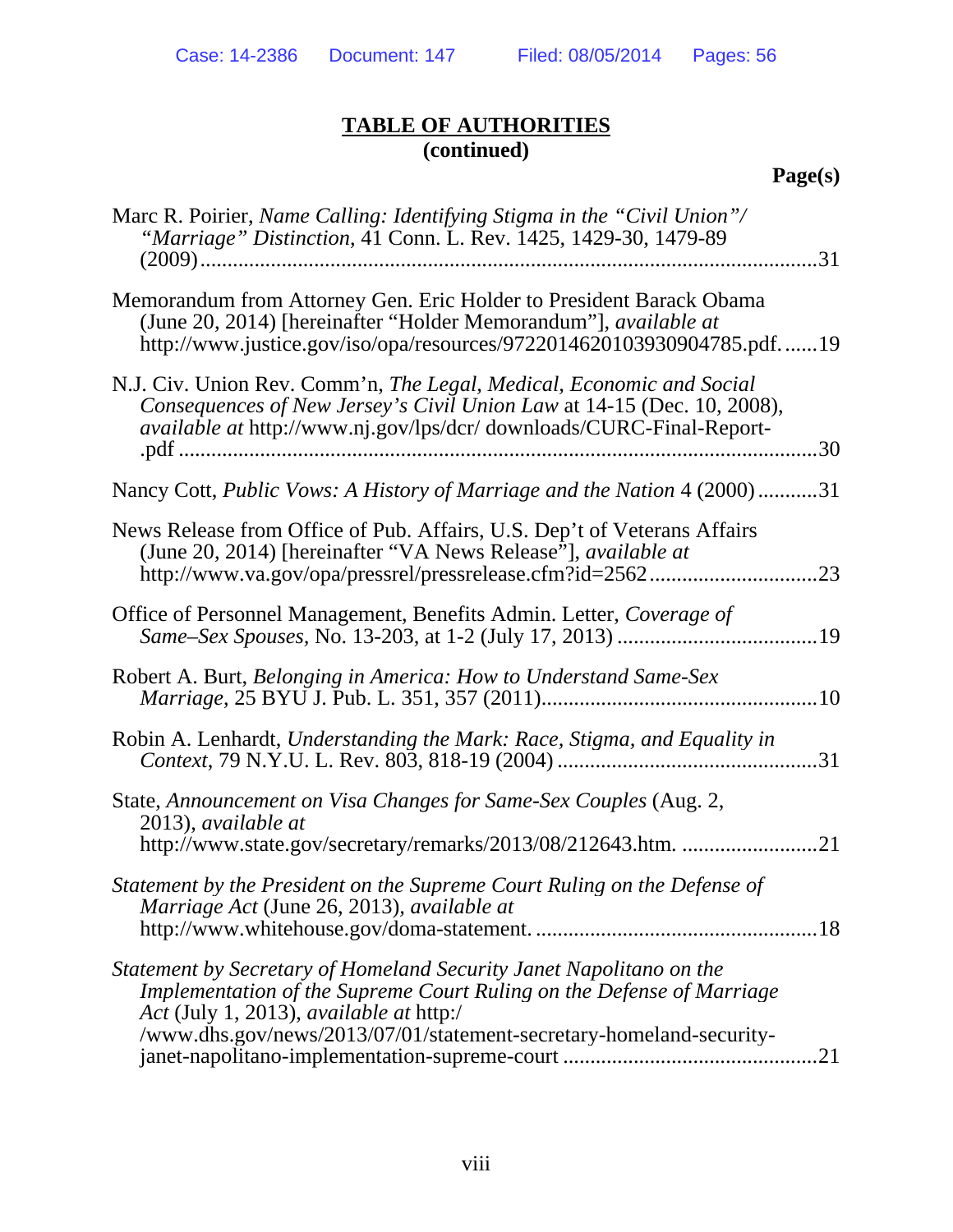## TABLE OF AUTHORITIES
**(continued)**

**Page(s)**

Marc R. Poirier, *Name Calling: Identifying Stigma in the "Civil Union"/ "Marriage" Distinction*, 41 Conn. L. Rev. 1425, 1429-30, 1479-89 (2009)....................................................................................................31

Memorandum from Attorney Gen. Eric Holder to President Barack Obama (June 20, 2014) [hereinafter "Holder Memorandum"], *available at* http://www.justice.gov/iso/opa/resources/9722014620103930904785.pdf. ......19

N.J. Civ. Union Rev. Comm'n, *The Legal, Medical, Economic and Social Consequences of New Jersey's Civil Union Law* at 14-15 (Dec. 10, 2008), *available at* http://www.nj.gov/lps/dcr/ downloads/CURC-Final-Report-.pdf ........................................................................................................30

Nancy Cott, *Public Vows: A History of Marriage and the Nation* 4 (2000) ...........31

News Release from Office of Pub. Affairs, U.S. Dep't of Veterans Affairs (June 20, 2014) [hereinafter "VA News Release"], *available at* http://www.va.gov/opa/pressrel/pressrelease.cfm?id=2562...............................23

Office of Personnel Management, Benefits Admin. Letter, *Coverage of Same–Sex Spouses*, No. 13-203, at 1-2 (July 17, 2013) .....................................19

Robert A. Burt, *Belonging in America: How to Understand Same-Sex Marriage*, 25 BYU J. Pub. L. 351, 357 (2011)..................................................10

Robin A. Lenhardt, *Understanding the Mark: Race, Stigma, and Equality in Context*, 79 N.Y.U. L. Rev. 803, 818-19 (2004) ................................................31

State, *Announcement on Visa Changes for Same-Sex Couples* (Aug. 2, 2013), *available at* http://www.state.gov/secretary/remarks/2013/08/212643.htm. .........................21

*Statement by the President on the Supreme Court Ruling on the Defense of Marriage Act* (June 26, 2013), *available at* http://www.whitehouse.gov/doma-statement. ...................................................18

*Statement by Secretary of Homeland Security Janet Napolitano on the Implementation of the Supreme Court Ruling on the Defense of Marriage Act* (July 1, 2013), *available at* http:/ /www.dhs.gov/news/2013/07/01/statement-secretary-homeland-security-janet-napolitano-implementation-supreme-court ..............................................21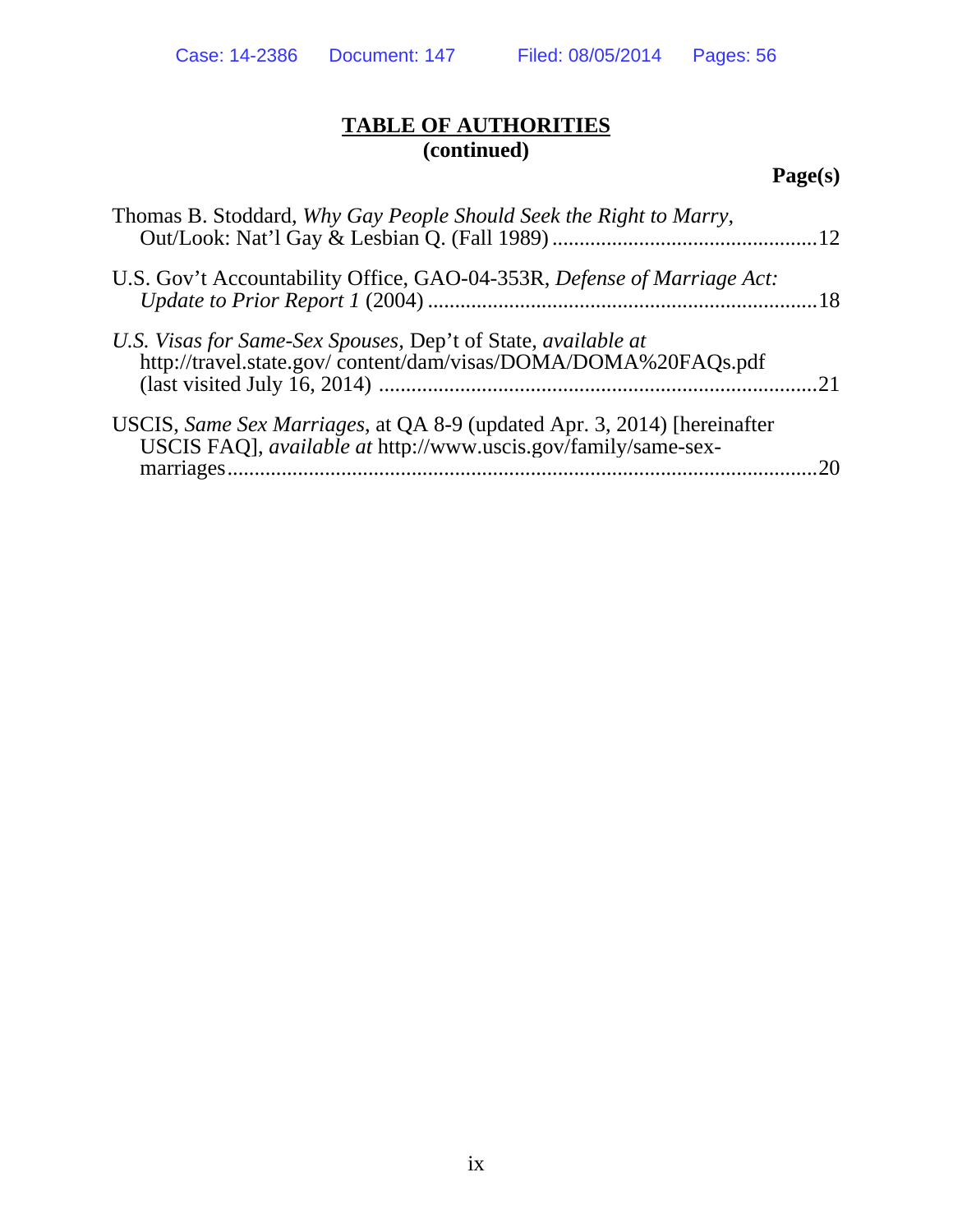## TABLE OF AUTHORITIES
**(continued)**

**Page(s)**

Thomas B. Stoddard, *Why Gay People Should Seek the Right to Marry*, Out/Look: Nat'l Gay & Lesbian Q. (Fall 1989) ................................................12

U.S. Gov't Accountability Office, GAO-04-353R, *Defense of Marriage Act: Update to Prior Report 1* (2004) .......................................................................18

*U.S. Visas for Same-Sex Spouses*, Dep't of State, *available at* http://travel.state.gov/ content/dam/visas/DOMA/DOMA%20FAQs.pdf (last visited July 16, 2014) ................................................................................21

USCIS, *Same Sex Marriages*, at QA 8-9 (updated Apr. 3, 2014) [hereinafter USCIS FAQ], *available at* http://www.uscis.gov/family/same-sex-marriages...........................................................................................................20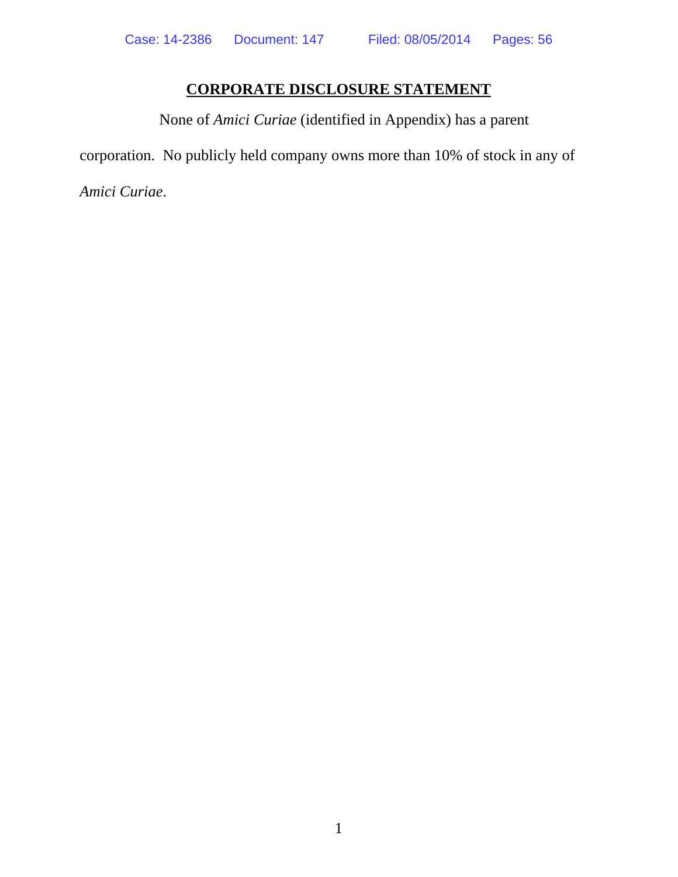## CORPORATE DISCLOSURE STATEMENT

None of *Amici Curiae* (identified in Appendix) has a parent corporation. No publicly held company owns more than 10% of stock in any of *Amici Curiae*.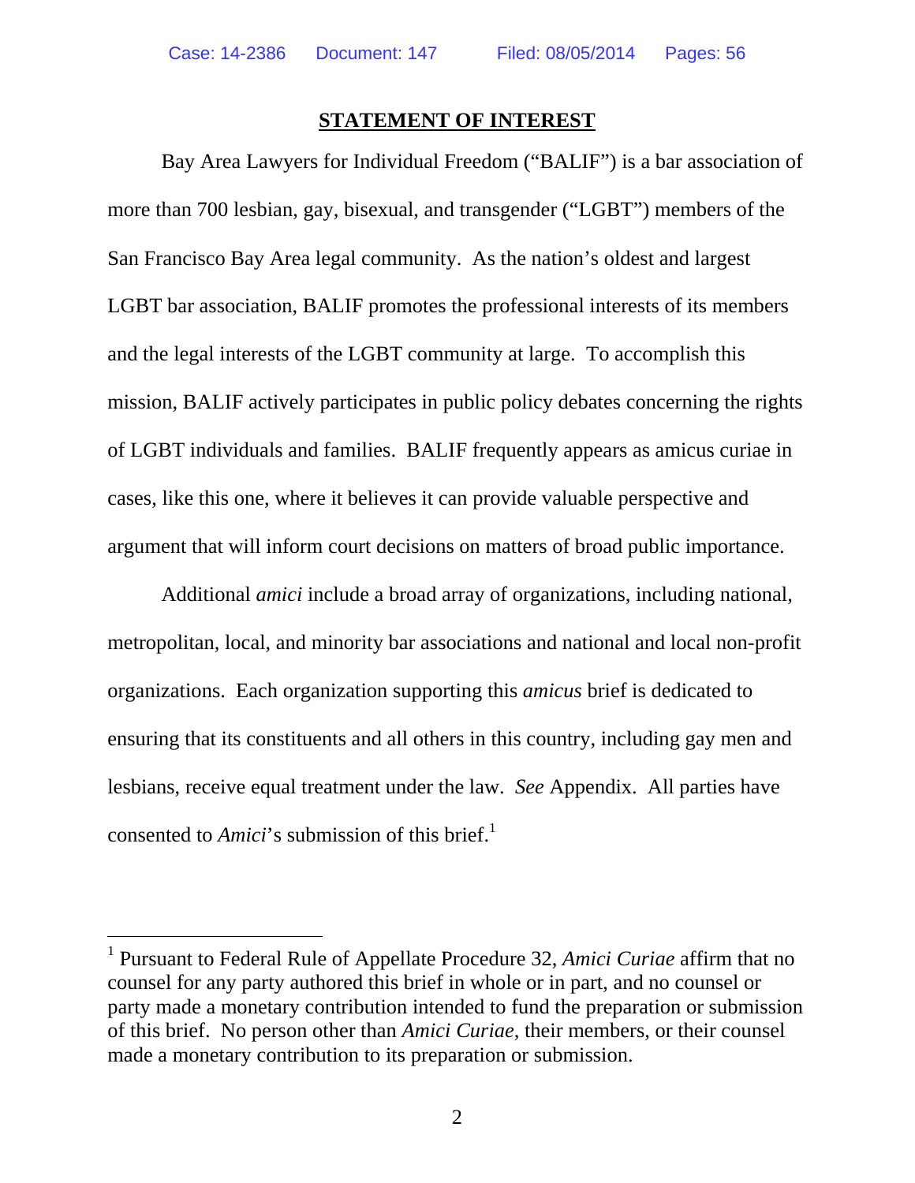## STATEMENT OF INTEREST

Bay Area Lawyers for Individual Freedom ("BALIF") is a bar association of more than 700 lesbian, gay, bisexual, and transgender ("LGBT") members of the San Francisco Bay Area legal community. As the nation's oldest and largest LGBT bar association, BALIF promotes the professional interests of its members and the legal interests of the LGBT community at large. To accomplish this mission, BALIF actively participates in public policy debates concerning the rights of LGBT individuals and families. BALIF frequently appears as amicus curiae in cases, like this one, where it believes it can provide valuable perspective and argument that will inform court decisions on matters of broad public importance.

Additional *amici* include a broad array of organizations, including national, metropolitan, local, and minority bar associations and national and local non-profit organizations. Each organization supporting this *amicus* brief is dedicated to ensuring that its constituents and all others in this country, including gay men and lesbians, receive equal treatment under the law. *See* Appendix. All parties have consented to *Amici*'s submission of this brief.[1]

---

[1] Pursuant to Federal Rule of Appellate Procedure 32, *Amici Curiae* affirm that no counsel for any party authored this brief in whole or in part, and no counsel or party made a monetary contribution intended to fund the preparation or submission of this brief. No person other than *Amici Curiae*, their members, or their counsel made a monetary contribution to its preparation or submission.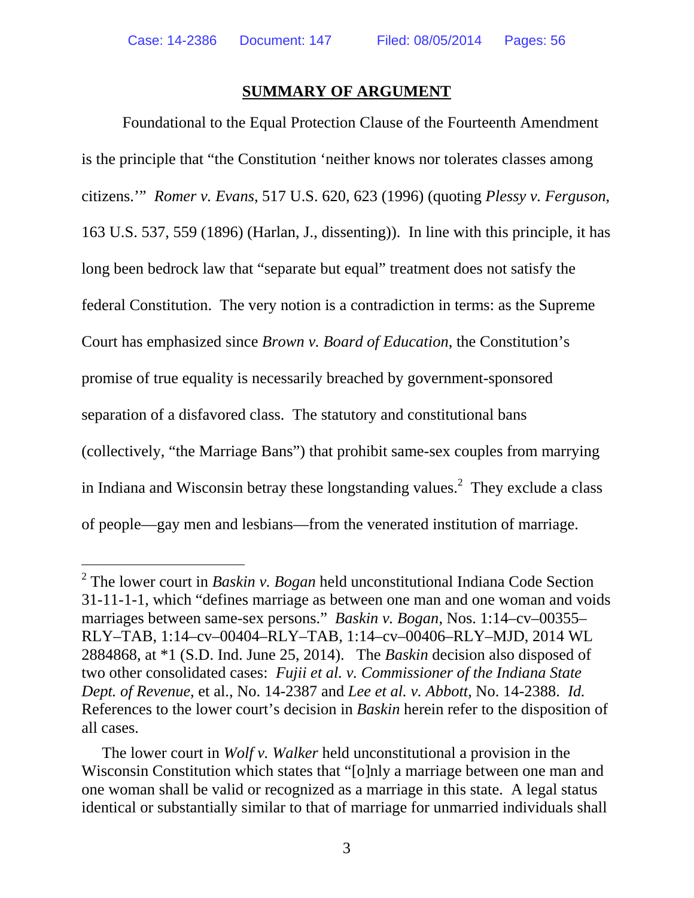## SUMMARY OF ARGUMENT

Foundational to the Equal Protection Clause of the Fourteenth Amendment is the principle that "the Constitution 'neither knows nor tolerates classes among citizens.'" *Romer v. Evans*, 517 U.S. 620, 623 (1996) (quoting *Plessy v. Ferguson*, 163 U.S. 537, 559 (1896) (Harlan, J., dissenting)). In line with this principle, it has long been bedrock law that "separate but equal" treatment does not satisfy the federal Constitution. The very notion is a contradiction in terms: as the Supreme Court has emphasized since *Brown v. Board of Education*, the Constitution's promise of true equality is necessarily breached by government-sponsored separation of a disfavored class. The statutory and constitutional bans (collectively, "the Marriage Bans") that prohibit same-sex couples from marrying in Indiana and Wisconsin betray these longstanding values.[2] They exclude a class of people—gay men and lesbians—from the venerated institution of marriage.

---

[2] The lower court in *Baskin v. Bogan* held unconstitutional Indiana Code Section 31-11-1-1, which "defines marriage as between one man and one woman and voids marriages between same-sex persons." *Baskin v. Bogan*, Nos. 1:14–cv–00355–RLY–TAB, 1:14–cv–00404–RLY–TAB, 1:14–cv–00406–RLY–MJD, 2014 WL 2884868, at *1 (S.D. Ind. June 25, 2014). The *Baskin* decision also disposed of two other consolidated cases: *Fujii et al. v. Commissioner of the Indiana State Dept. of Revenue*, et al., No. 14-2387 and *Lee et al. v. Abbott*, No. 14-2388. *Id.* References to the lower court's decision in *Baskin* herein refer to the disposition of all cases.

The lower court in *Wolf v. Walker* held unconstitutional a provision in the Wisconsin Constitution which states that "[o]nly a marriage between one man and one woman shall be valid or recognized as a marriage in this state. A legal status identical or substantially similar to that of marriage for unmarried individuals shall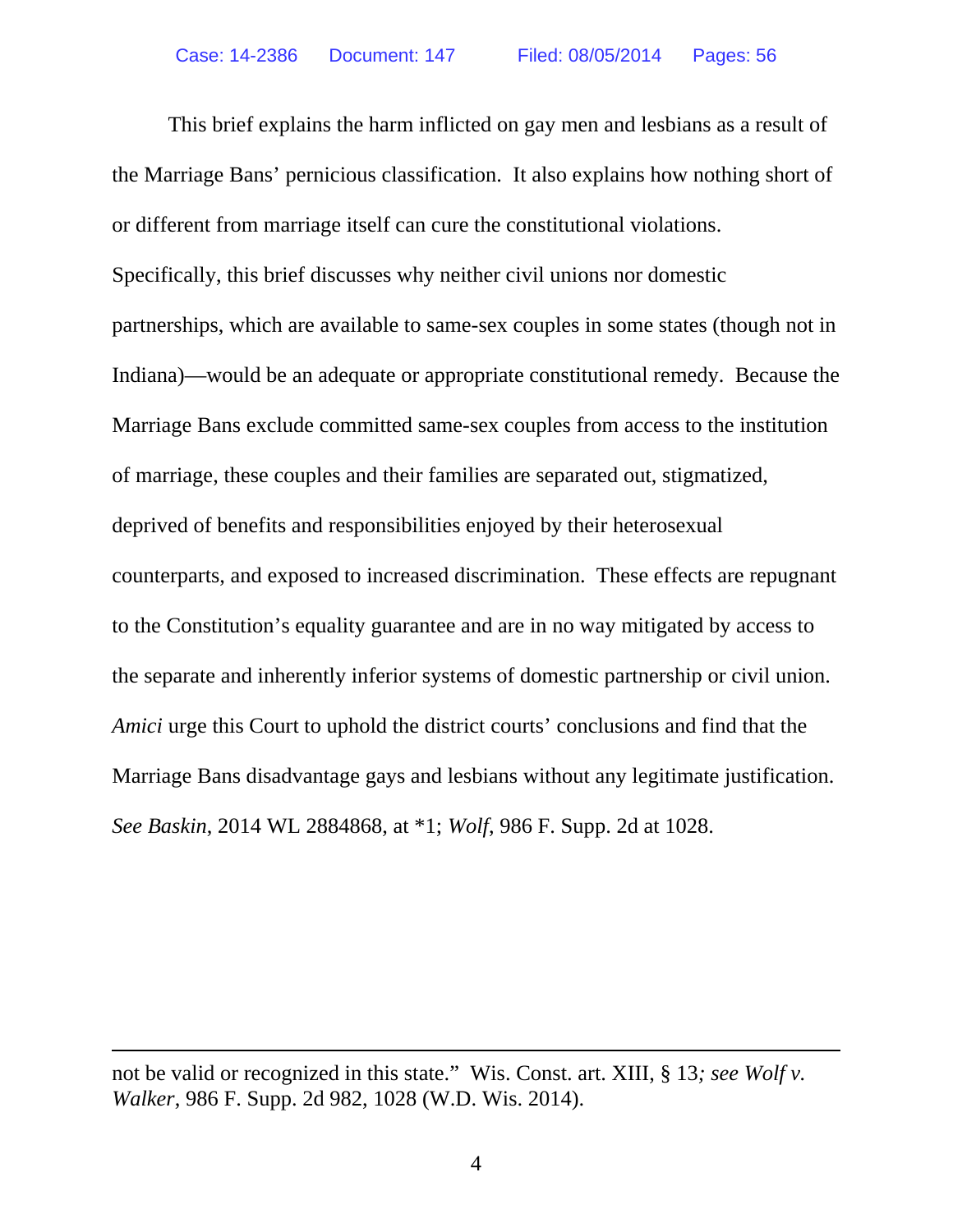This brief explains the harm inflicted on gay men and lesbians as a result of the Marriage Bans' pernicious classification. It also explains how nothing short of or different from marriage itself can cure the constitutional violations. Specifically, this brief discusses why neither civil unions nor domestic partnerships, which are available to same-sex couples in some states (though not in Indiana)—would be an adequate or appropriate constitutional remedy. Because the Marriage Bans exclude committed same-sex couples from access to the institution of marriage, these couples and their families are separated out, stigmatized, deprived of benefits and responsibilities enjoyed by their heterosexual counterparts, and exposed to increased discrimination. These effects are repugnant to the Constitution's equality guarantee and are in no way mitigated by access to the separate and inherently inferior systems of domestic partnership or civil union. *Amici* urge this Court to uphold the district courts' conclusions and find that the Marriage Bans disadvantage gays and lesbians without any legitimate justification. *See Baskin*, 2014 WL 2884868, at *1; *Wolf*, 986 F. Supp. 2d at 1028.

---

not be valid or recognized in this state." Wis. Const. art. XIII, § 13*; see Wolf v. Walker*, 986 F. Supp. 2d 982, 1028 (W.D. Wis. 2014).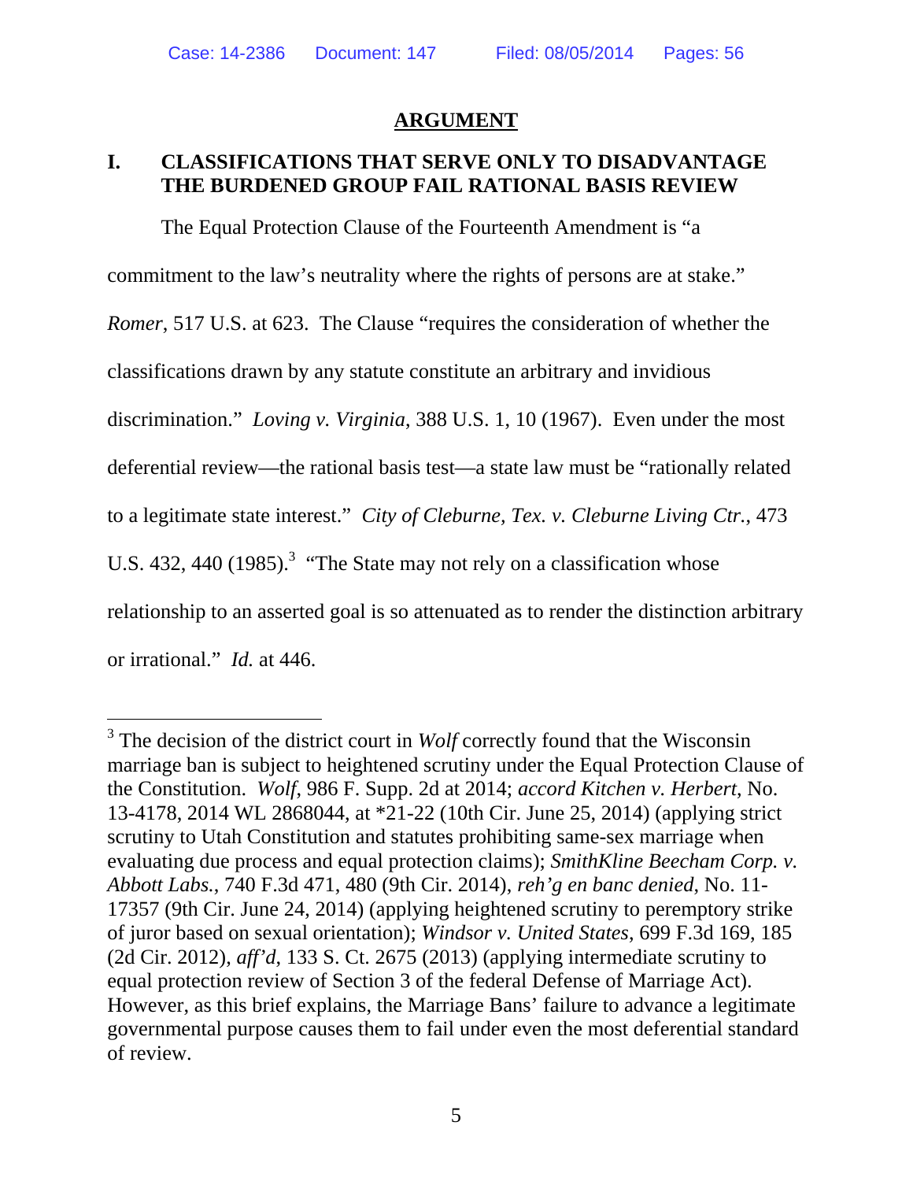## ARGUMENT

### I. CLASSIFICATIONS THAT SERVE ONLY TO DISADVANTAGE THE BURDENED GROUP FAIL RATIONAL BASIS REVIEW

The Equal Protection Clause of the Fourteenth Amendment is "a commitment to the law's neutrality where the rights of persons are at stake." *Romer*, 517 U.S. at 623. The Clause "requires the consideration of whether the classifications drawn by any statute constitute an arbitrary and invidious discrimination." *Loving v. Virginia*, 388 U.S. 1, 10 (1967). Even under the most deferential review—the rational basis test—a state law must be "rationally related to a legitimate state interest." *City of Cleburne, Tex. v. Cleburne Living Ctr.*, 473 U.S. 432, 440 (1985).[3] "The State may not rely on a classification whose relationship to an asserted goal is so attenuated as to render the distinction arbitrary or irrational." *Id.* at 446.

---

[3] The decision of the district court in *Wolf* correctly found that the Wisconsin marriage ban is subject to heightened scrutiny under the Equal Protection Clause of the Constitution. *Wolf*, 986 F. Supp. 2d at 2014; *accord Kitchen v. Herbert*, No. 13-4178, 2014 WL 2868044, at *21-22 (10th Cir. June 25, 2014) (applying strict scrutiny to Utah Constitution and statutes prohibiting same-sex marriage when evaluating due process and equal protection claims); *SmithKline Beecham Corp. v. Abbott Labs.*, 740 F.3d 471, 480 (9th Cir. 2014), *reh'g en banc denied*, No. 11-17357 (9th Cir. June 24, 2014) (applying heightened scrutiny to peremptory strike of juror based on sexual orientation); *Windsor v. United States*, 699 F.3d 169, 185 (2d Cir. 2012), *aff'd*, 133 S. Ct. 2675 (2013) (applying intermediate scrutiny to equal protection review of Section 3 of the federal Defense of Marriage Act). However, as this brief explains, the Marriage Bans' failure to advance a legitimate governmental purpose causes them to fail under even the most deferential standard of review.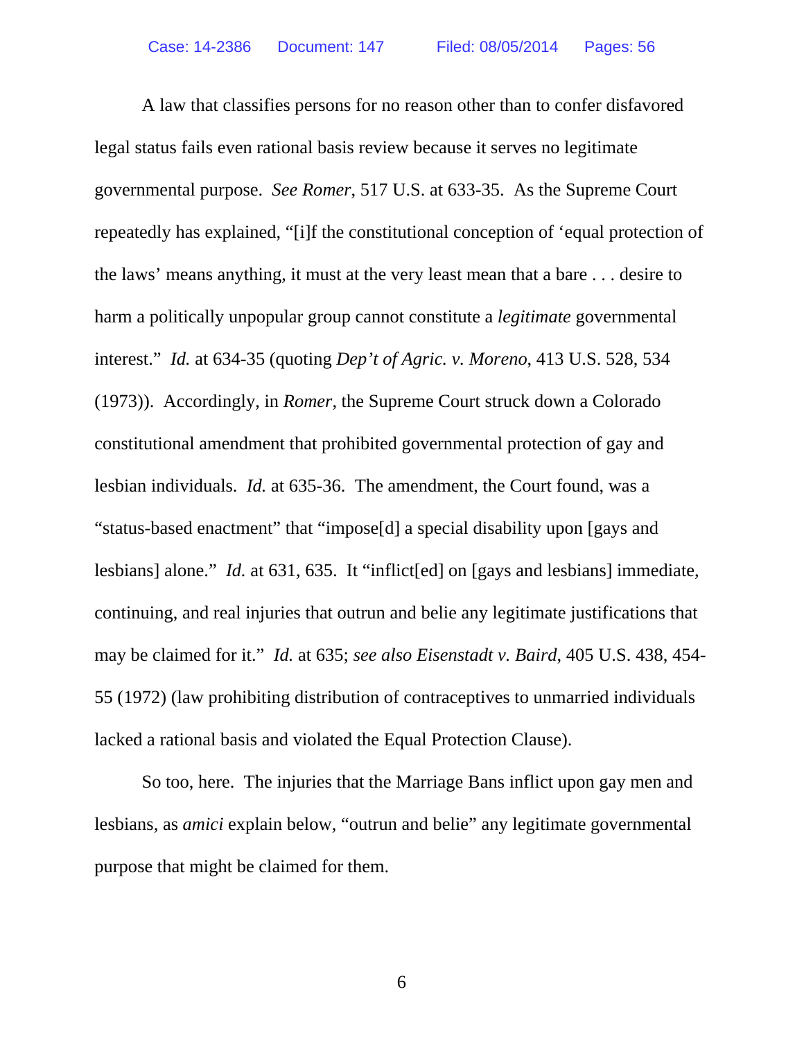A law that classifies persons for no reason other than to confer disfavored legal status fails even rational basis review because it serves no legitimate governmental purpose. *See Romer*, 517 U.S. at 633-35. As the Supreme Court repeatedly has explained, "[i]f the constitutional conception of 'equal protection of the laws' means anything, it must at the very least mean that a bare . . . desire to harm a politically unpopular group cannot constitute a *legitimate* governmental interest." *Id.* at 634-35 (quoting *Dep't of Agric. v. Moreno*, 413 U.S. 528, 534 (1973)). Accordingly, in *Romer*, the Supreme Court struck down a Colorado constitutional amendment that prohibited governmental protection of gay and lesbian individuals. *Id.* at 635-36. The amendment, the Court found, was a "status-based enactment" that "impose[d] a special disability upon [gays and lesbians] alone." *Id.* at 631, 635. It "inflict[ed] on [gays and lesbians] immediate, continuing, and real injuries that outrun and belie any legitimate justifications that may be claimed for it." *Id.* at 635; *see also Eisenstadt v. Baird*, 405 U.S. 438, 454-55 (1972) (law prohibiting distribution of contraceptives to unmarried individuals lacked a rational basis and violated the Equal Protection Clause).

So too, here. The injuries that the Marriage Bans inflict upon gay men and lesbians, as *amici* explain below, "outrun and belie" any legitimate governmental purpose that might be claimed for them.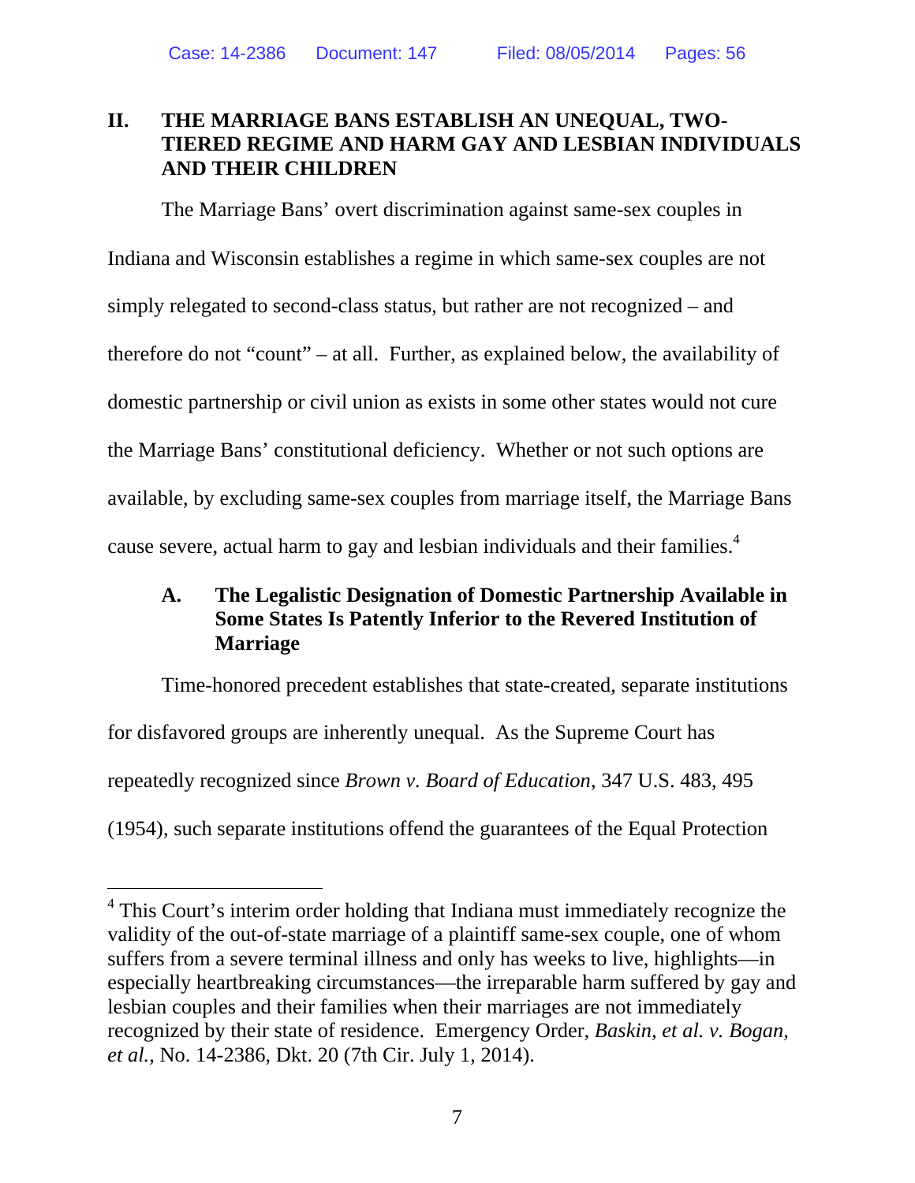## II. THE MARRIAGE BANS ESTABLISH AN UNEQUAL, TWO-TIERED REGIME AND HARM GAY AND LESBIAN INDIVIDUALS AND THEIR CHILDREN

The Marriage Bans' overt discrimination against same-sex couples in Indiana and Wisconsin establishes a regime in which same-sex couples are not simply relegated to second-class status, but rather are not recognized – and therefore do not "count" – at all. Further, as explained below, the availability of domestic partnership or civil union as exists in some other states would not cure the Marriage Bans' constitutional deficiency. Whether or not such options are available, by excluding same-sex couples from marriage itself, the Marriage Bans cause severe, actual harm to gay and lesbian individuals and their families.[4]

### A. The Legalistic Designation of Domestic Partnership Available in Some States Is Patently Inferior to the Revered Institution of Marriage

Time-honored precedent establishes that state-created, separate institutions for disfavored groups are inherently unequal. As the Supreme Court has repeatedly recognized since *Brown v. Board of Education*, 347 U.S. 483, 495 (1954), such separate institutions offend the guarantees of the Equal Protection

---

[4] This Court's interim order holding that Indiana must immediately recognize the validity of the out-of-state marriage of a plaintiff same-sex couple, one of whom suffers from a severe terminal illness and only has weeks to live, highlights—in especially heartbreaking circumstances—the irreparable harm suffered by gay and lesbian couples and their families when their marriages are not immediately recognized by their state of residence. Emergency Order, *Baskin, et al. v. Bogan, et al.*, No. 14-2386, Dkt. 20 (7th Cir. July 1, 2014).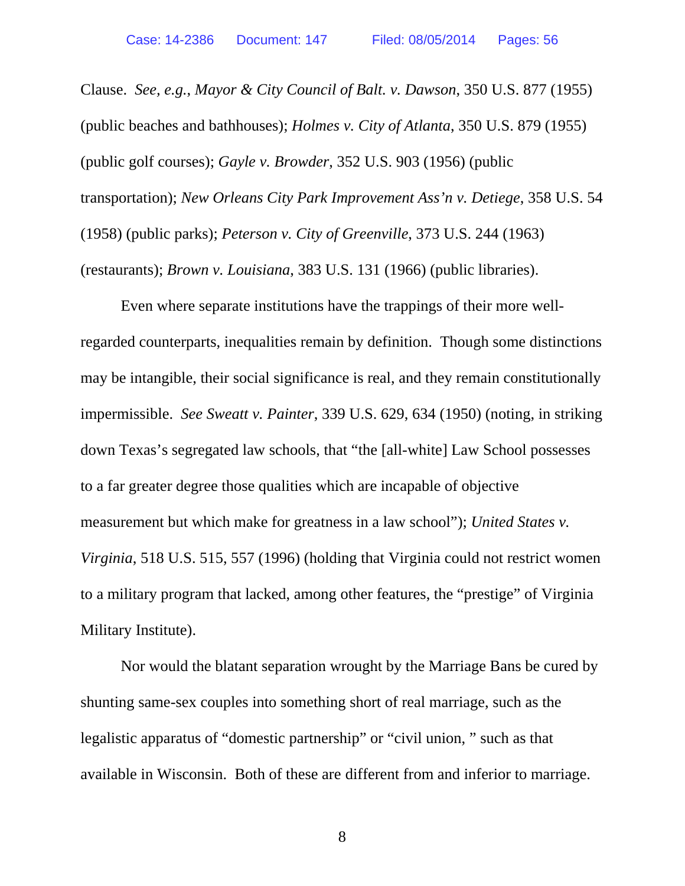Clause. *See, e.g.*, *Mayor & City Council of Balt. v. Dawson*, 350 U.S. 877 (1955) (public beaches and bathhouses); *Holmes v. City of Atlanta*, 350 U.S. 879 (1955) (public golf courses); *Gayle v. Browder*, 352 U.S. 903 (1956) (public transportation); *New Orleans City Park Improvement Ass'n v. Detiege*, 358 U.S. 54 (1958) (public parks); *Peterson v. City of Greenville*, 373 U.S. 244 (1963) (restaurants); *Brown v. Louisiana*, 383 U.S. 131 (1966) (public libraries).

Even where separate institutions have the trappings of their more well-regarded counterparts, inequalities remain by definition. Though some distinctions may be intangible, their social significance is real, and they remain constitutionally impermissible. *See Sweatt v. Painter*, 339 U.S. 629, 634 (1950) (noting, in striking down Texas's segregated law schools, that "the [all-white] Law School possesses to a far greater degree those qualities which are incapable of objective measurement but which make for greatness in a law school"); *United States v. Virginia*, 518 U.S. 515, 557 (1996) (holding that Virginia could not restrict women to a military program that lacked, among other features, the "prestige" of Virginia Military Institute).

Nor would the blatant separation wrought by the Marriage Bans be cured by shunting same-sex couples into something short of real marriage, such as the legalistic apparatus of "domestic partnership" or "civil union, " such as that available in Wisconsin. Both of these are different from and inferior to marriage.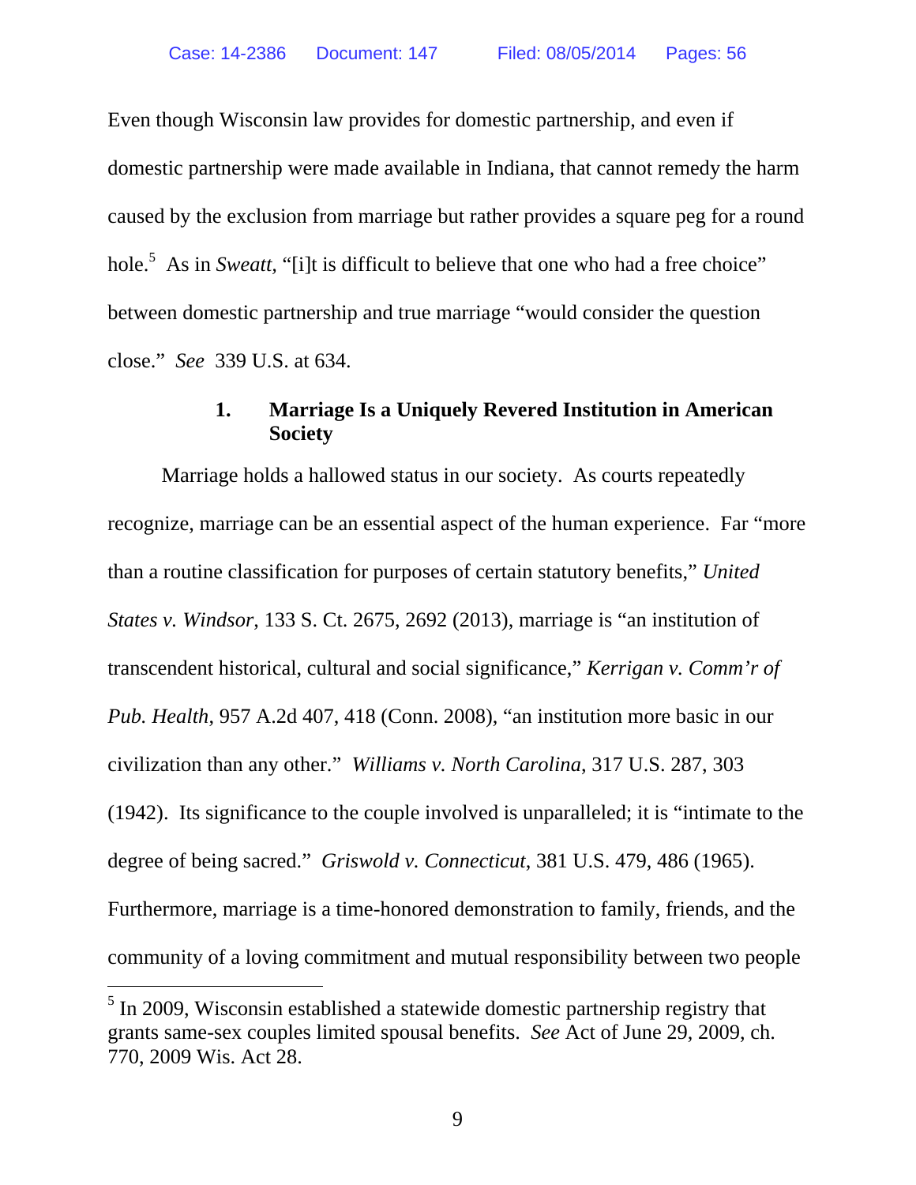Even though Wisconsin law provides for domestic partnership, and even if domestic partnership were made available in Indiana, that cannot remedy the harm caused by the exclusion from marriage but rather provides a square peg for a round hole.[5] As in *Sweatt*, "[i]t is difficult to believe that one who had a free choice" between domestic partnership and true marriage "would consider the question close." *See* 339 U.S. at 634.

### 1. Marriage Is a Uniquely Revered Institution in American Society

Marriage holds a hallowed status in our society. As courts repeatedly recognize, marriage can be an essential aspect of the human experience. Far "more than a routine classification for purposes of certain statutory benefits," *United States v. Windsor*, 133 S. Ct. 2675, 2692 (2013), marriage is "an institution of transcendent historical, cultural and social significance," *Kerrigan v. Comm'r of Pub. Health*, 957 A.2d 407, 418 (Conn. 2008), "an institution more basic in our civilization than any other." *Williams v. North Carolina*, 317 U.S. 287, 303 (1942). Its significance to the couple involved is unparalleled; it is "intimate to the degree of being sacred." *Griswold v. Connecticut*, 381 U.S. 479, 486 (1965). Furthermore, marriage is a time-honored demonstration to family, friends, and the community of a loving commitment and mutual responsibility between two people

---

[5] In 2009, Wisconsin established a statewide domestic partnership registry that grants same-sex couples limited spousal benefits. *See* Act of June 29, 2009, ch. 770, 2009 Wis. Act 28.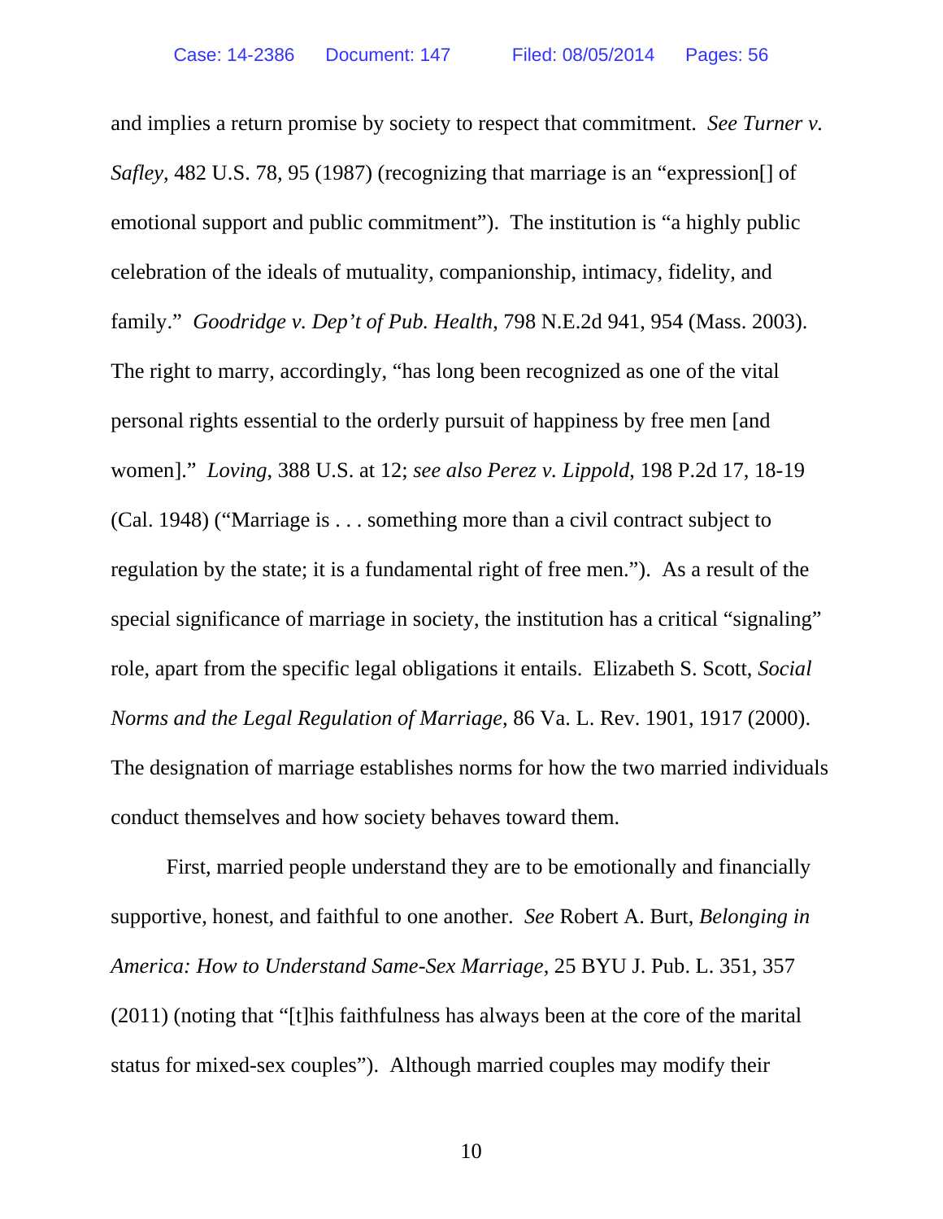and implies a return promise by society to respect that commitment. *See Turner v. Safley*, 482 U.S. 78, 95 (1987) (recognizing that marriage is an "expression[] of emotional support and public commitment"). The institution is "a highly public celebration of the ideals of mutuality, companionship, intimacy, fidelity, and family." *Goodridge v. Dep't of Pub. Health*, 798 N.E.2d 941, 954 (Mass. 2003). The right to marry, accordingly, "has long been recognized as one of the vital personal rights essential to the orderly pursuit of happiness by free men [and women]." *Loving*, 388 U.S. at 12; *see also Perez v. Lippold*, 198 P.2d 17, 18-19 (Cal. 1948) ("Marriage is . . . something more than a civil contract subject to regulation by the state; it is a fundamental right of free men."). As a result of the special significance of marriage in society, the institution has a critical "signaling" role, apart from the specific legal obligations it entails. Elizabeth S. Scott, *Social Norms and the Legal Regulation of Marriage*, 86 Va. L. Rev. 1901, 1917 (2000). The designation of marriage establishes norms for how the two married individuals conduct themselves and how society behaves toward them.

First, married people understand they are to be emotionally and financially supportive, honest, and faithful to one another. *See* Robert A. Burt, *Belonging in America: How to Understand Same-Sex Marriage*, 25 BYU J. Pub. L. 351, 357 (2011) (noting that "[t]his faithfulness has always been at the core of the marital status for mixed-sex couples"). Although married couples may modify their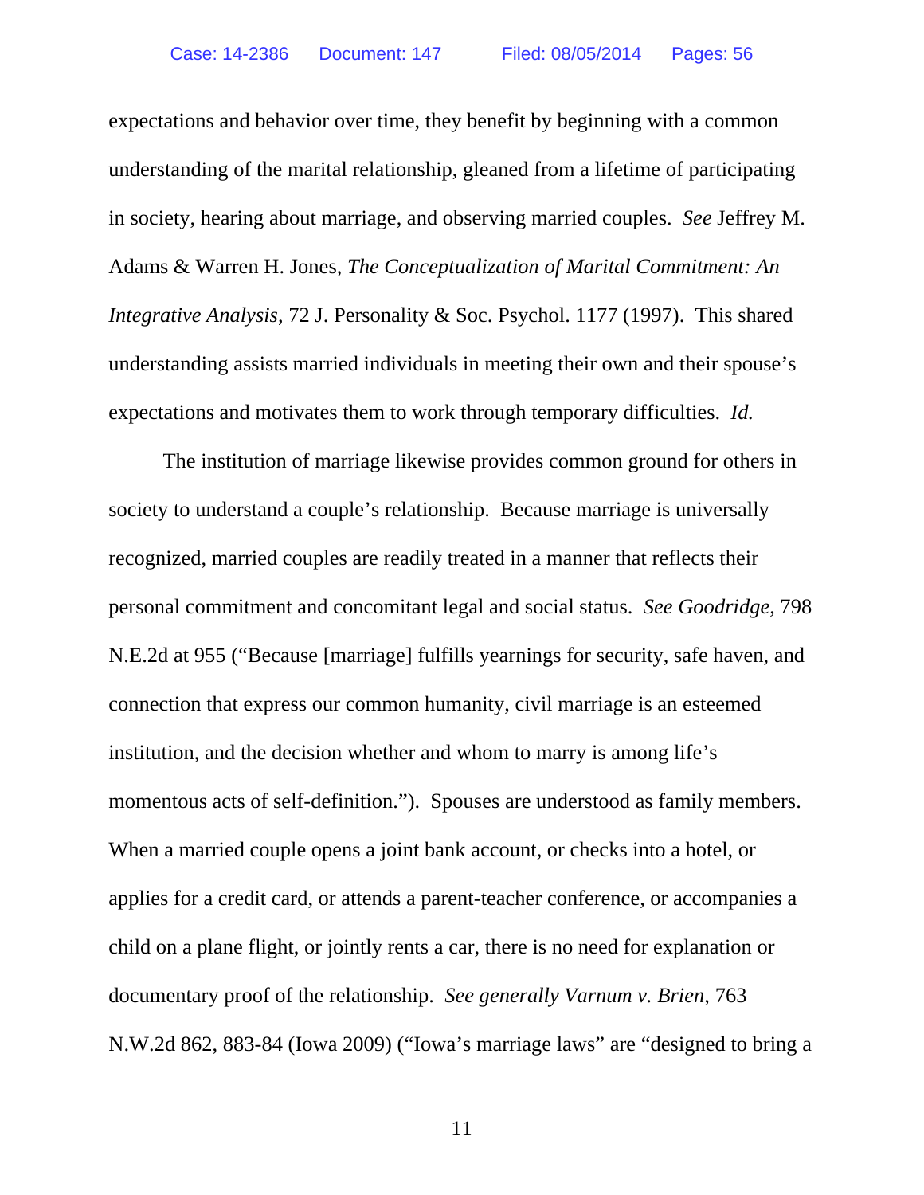expectations and behavior over time, they benefit by beginning with a common understanding of the marital relationship, gleaned from a lifetime of participating in society, hearing about marriage, and observing married couples. *See* Jeffrey M. Adams & Warren H. Jones, *The Conceptualization of Marital Commitment: An Integrative Analysis*, 72 J. Personality & Soc. Psychol. 1177 (1997). This shared understanding assists married individuals in meeting their own and their spouse's expectations and motivates them to work through temporary difficulties. *Id.*

The institution of marriage likewise provides common ground for others in society to understand a couple's relationship. Because marriage is universally recognized, married couples are readily treated in a manner that reflects their personal commitment and concomitant legal and social status. *See Goodridge*, 798 N.E.2d at 955 ("Because [marriage] fulfills yearnings for security, safe haven, and connection that express our common humanity, civil marriage is an esteemed institution, and the decision whether and whom to marry is among life's momentous acts of self-definition."). Spouses are understood as family members. When a married couple opens a joint bank account, or checks into a hotel, or applies for a credit card, or attends a parent-teacher conference, or accompanies a child on a plane flight, or jointly rents a car, there is no need for explanation or documentary proof of the relationship. *See generally Varnum v. Brien*, 763 N.W.2d 862, 883-84 (Iowa 2009) ("Iowa's marriage laws" are "designed to bring a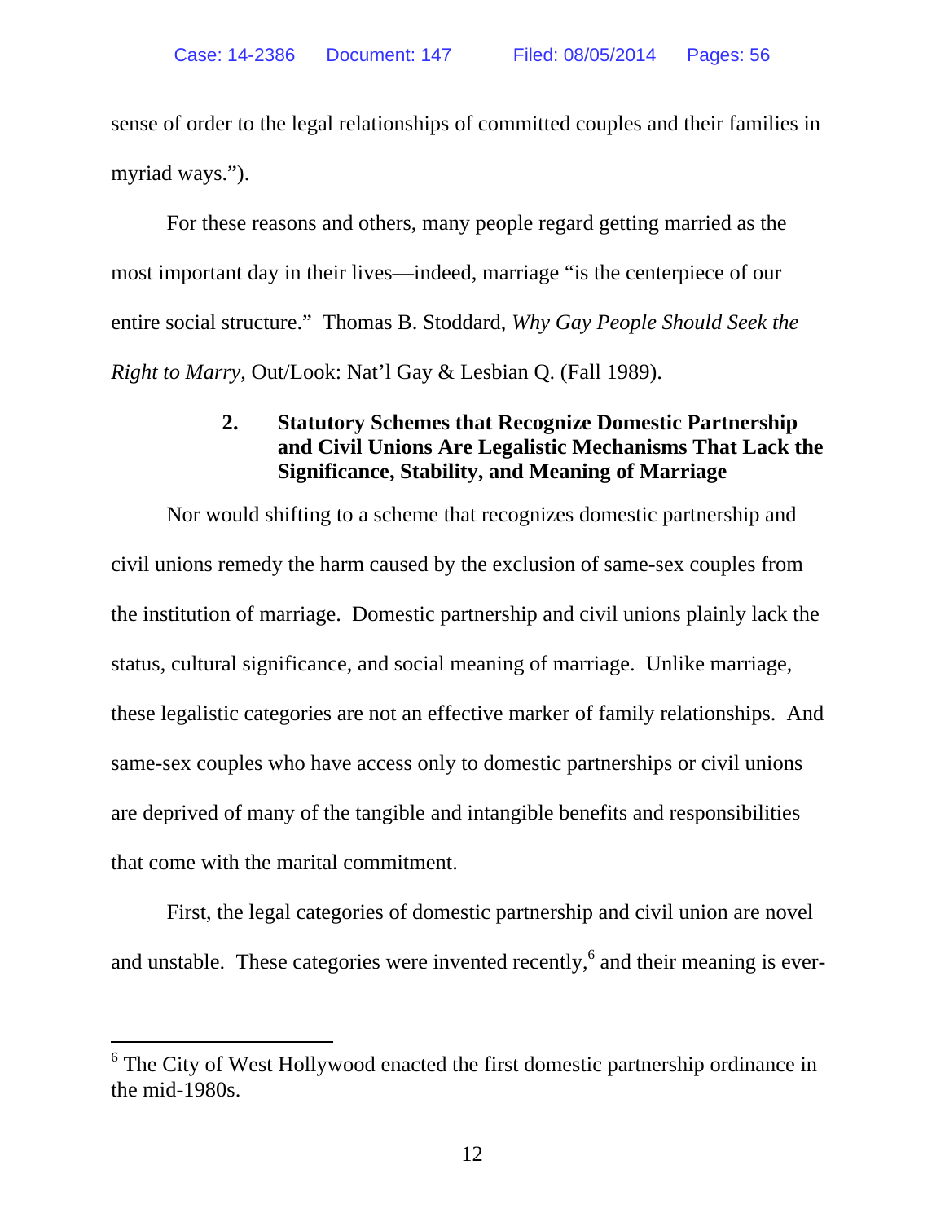sense of order to the legal relationships of committed couples and their families in myriad ways.").

For these reasons and others, many people regard getting married as the most important day in their lives—indeed, marriage "is the centerpiece of our entire social structure." Thomas B. Stoddard, *Why Gay People Should Seek the Right to Marry*, Out/Look: Nat'l Gay & Lesbian Q. (Fall 1989).

### 2. Statutory Schemes that Recognize Domestic Partnership and Civil Unions Are Legalistic Mechanisms That Lack the Significance, Stability, and Meaning of Marriage

Nor would shifting to a scheme that recognizes domestic partnership and civil unions remedy the harm caused by the exclusion of same-sex couples from the institution of marriage. Domestic partnership and civil unions plainly lack the status, cultural significance, and social meaning of marriage. Unlike marriage, these legalistic categories are not an effective marker of family relationships. And same-sex couples who have access only to domestic partnerships or civil unions are deprived of many of the tangible and intangible benefits and responsibilities that come with the marital commitment.

First, the legal categories of domestic partnership and civil union are novel and unstable. These categories were invented recently,[6] and their meaning is ever-

[6] The City of West Hollywood enacted the first domestic partnership ordinance in the mid-1980s.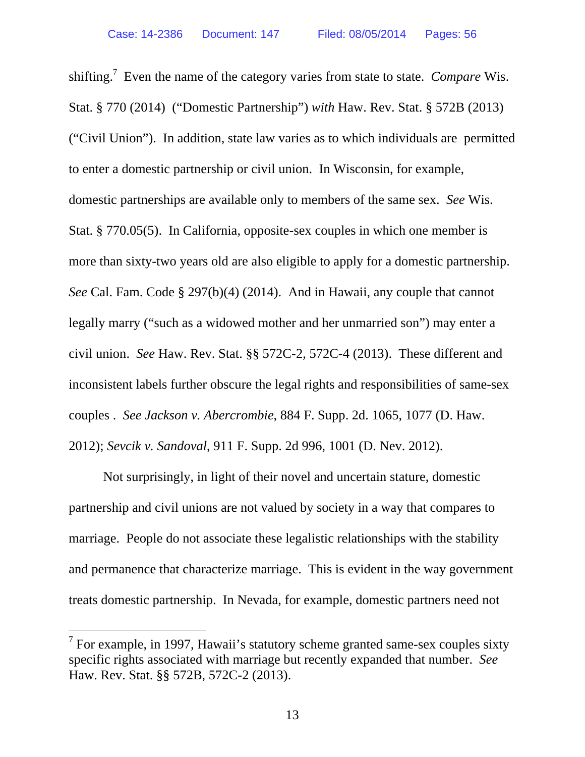shifting.[7] Even the name of the category varies from state to state. *Compare* Wis. Stat. § 770 (2014) ("Domestic Partnership") *with* Haw. Rev. Stat. § 572B (2013) ("Civil Union"). In addition, state law varies as to which individuals are permitted to enter a domestic partnership or civil union. In Wisconsin, for example, domestic partnerships are available only to members of the same sex. *See* Wis. Stat. § 770.05(5). In California, opposite-sex couples in which one member is more than sixty-two years old are also eligible to apply for a domestic partnership. *See* Cal. Fam. Code § 297(b)(4) (2014). And in Hawaii, any couple that cannot legally marry ("such as a widowed mother and her unmarried son") may enter a civil union. *See* Haw. Rev. Stat. §§ 572C-2, 572C-4 (2013). These different and inconsistent labels further obscure the legal rights and responsibilities of same-sex couples . *See Jackson v. Abercrombie*, 884 F. Supp. 2d. 1065, 1077 (D. Haw. 2012); *Sevcik v. Sandoval*, 911 F. Supp. 2d 996, 1001 (D. Nev. 2012).

Not surprisingly, in light of their novel and uncertain stature, domestic partnership and civil unions are not valued by society in a way that compares to marriage. People do not associate these legalistic relationships with the stability and permanence that characterize marriage. This is evident in the way government treats domestic partnership. In Nevada, for example, domestic partners need not

---

[7] For example, in 1997, Hawaii's statutory scheme granted same-sex couples sixty specific rights associated with marriage but recently expanded that number. *See* Haw. Rev. Stat. §§ 572B, 572C-2 (2013).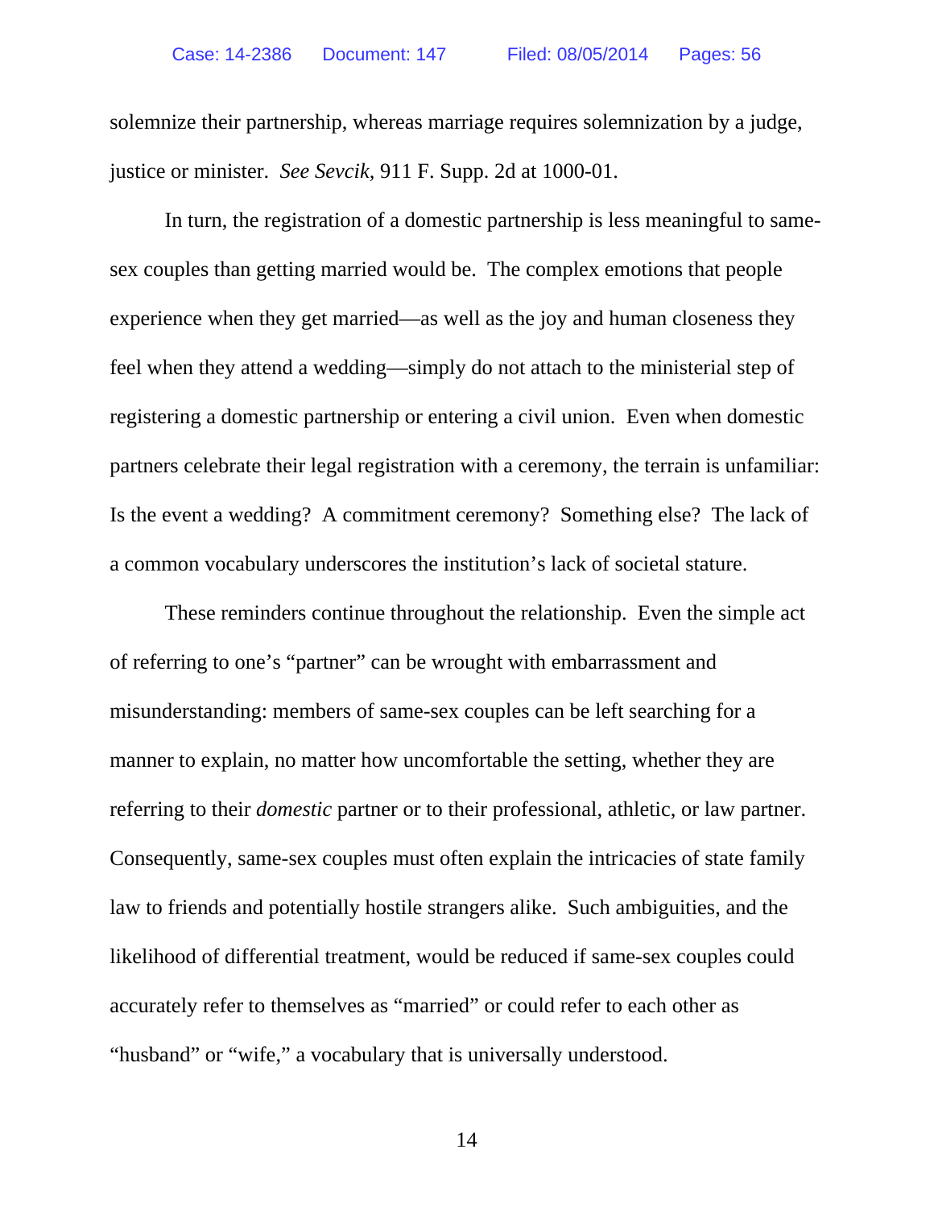solemnize their partnership, whereas marriage requires solemnization by a judge, justice or minister. *See Sevcik*, 911 F. Supp. 2d at 1000-01.

In turn, the registration of a domestic partnership is less meaningful to same-sex couples than getting married would be. The complex emotions that people experience when they get married—as well as the joy and human closeness they feel when they attend a wedding—simply do not attach to the ministerial step of registering a domestic partnership or entering a civil union. Even when domestic partners celebrate their legal registration with a ceremony, the terrain is unfamiliar: Is the event a wedding? A commitment ceremony? Something else? The lack of a common vocabulary underscores the institution's lack of societal stature.

These reminders continue throughout the relationship. Even the simple act of referring to one's "partner" can be wrought with embarrassment and misunderstanding: members of same-sex couples can be left searching for a manner to explain, no matter how uncomfortable the setting, whether they are referring to their *domestic* partner or to their professional, athletic, or law partner. Consequently, same-sex couples must often explain the intricacies of state family law to friends and potentially hostile strangers alike. Such ambiguities, and the likelihood of differential treatment, would be reduced if same-sex couples could accurately refer to themselves as "married" or could refer to each other as "husband" or "wife," a vocabulary that is universally understood.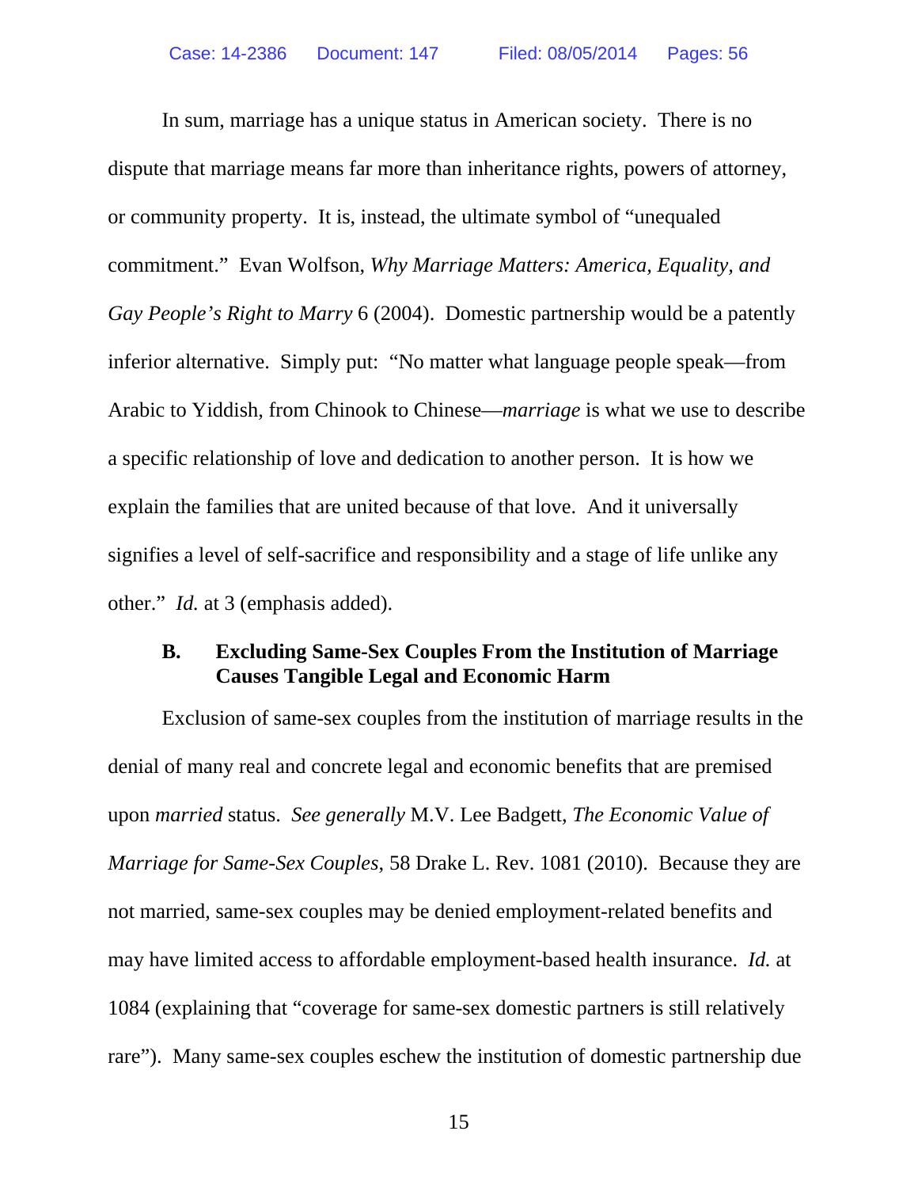In sum, marriage has a unique status in American society. There is no dispute that marriage means far more than inheritance rights, powers of attorney, or community property. It is, instead, the ultimate symbol of "unequaled commitment." Evan Wolfson, *Why Marriage Matters: America, Equality, and Gay People's Right to Marry* 6 (2004). Domestic partnership would be a patently inferior alternative. Simply put: "No matter what language people speak—from Arabic to Yiddish, from Chinook to Chinese—*marriage* is what we use to describe a specific relationship of love and dedication to another person. It is how we explain the families that are united because of that love. And it universally signifies a level of self-sacrifice and responsibility and a stage of life unlike any other." *Id.* at 3 (emphasis added).

### B. Excluding Same-Sex Couples From the Institution of Marriage Causes Tangible Legal and Economic Harm

Exclusion of same-sex couples from the institution of marriage results in the denial of many real and concrete legal and economic benefits that are premised upon *married* status. *See generally* M.V. Lee Badgett, *The Economic Value of Marriage for Same-Sex Couples*, 58 Drake L. Rev. 1081 (2010). Because they are not married, same-sex couples may be denied employment-related benefits and may have limited access to affordable employment-based health insurance. *Id.* at 1084 (explaining that "coverage for same-sex domestic partners is still relatively rare"). Many same-sex couples eschew the institution of domestic partnership due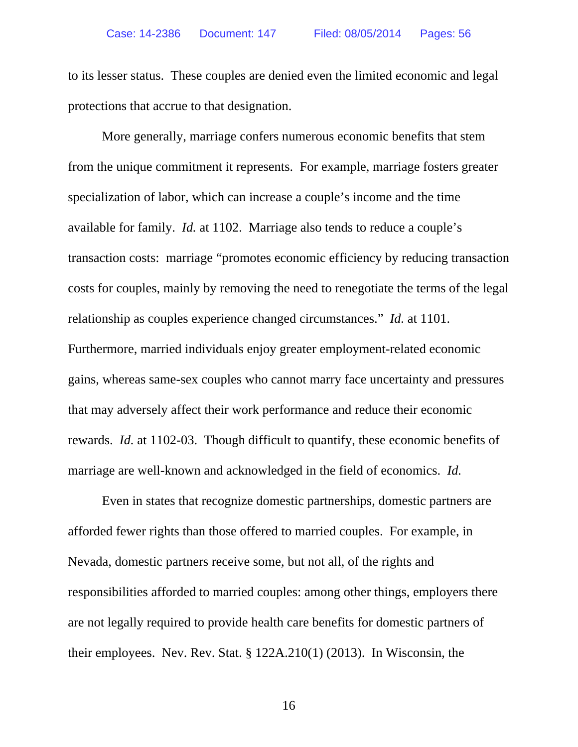to its lesser status. These couples are denied even the limited economic and legal protections that accrue to that designation.

More generally, marriage confers numerous economic benefits that stem from the unique commitment it represents. For example, marriage fosters greater specialization of labor, which can increase a couple's income and the time available for family. *Id.* at 1102. Marriage also tends to reduce a couple's transaction costs: marriage "promotes economic efficiency by reducing transaction costs for couples, mainly by removing the need to renegotiate the terms of the legal relationship as couples experience changed circumstances." *Id.* at 1101. Furthermore, married individuals enjoy greater employment-related economic gains, whereas same-sex couples who cannot marry face uncertainty and pressures that may adversely affect their work performance and reduce their economic rewards. *Id.* at 1102-03. Though difficult to quantify, these economic benefits of marriage are well-known and acknowledged in the field of economics. *Id.*

Even in states that recognize domestic partnerships, domestic partners are afforded fewer rights than those offered to married couples. For example, in Nevada, domestic partners receive some, but not all, of the rights and responsibilities afforded to married couples: among other things, employers there are not legally required to provide health care benefits for domestic partners of their employees. Nev. Rev. Stat. § 122A.210(1) (2013). In Wisconsin, the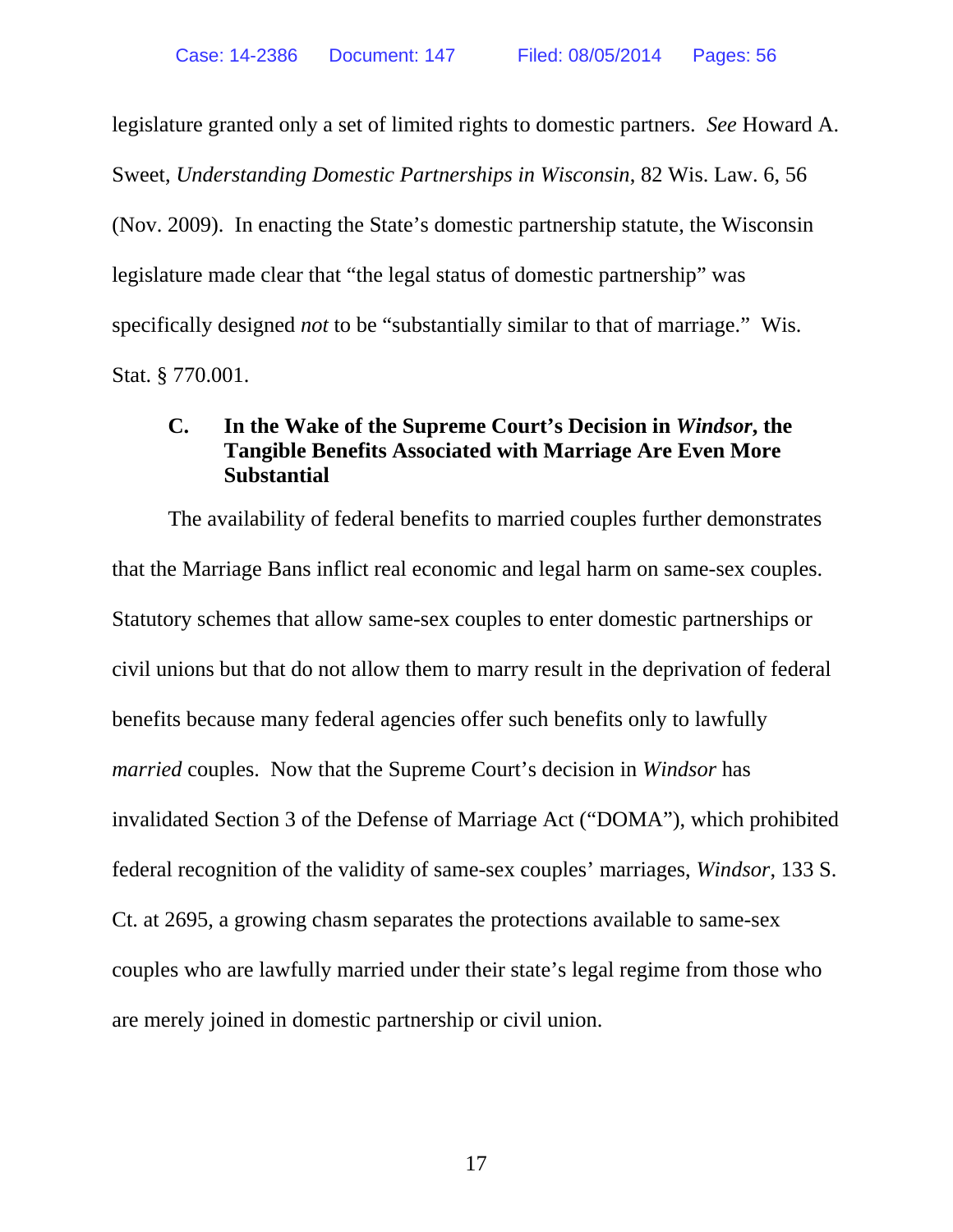legislature granted only a set of limited rights to domestic partners. *See* Howard A. Sweet, *Understanding Domestic Partnerships in Wisconsin*, 82 Wis. Law. 6, 56 (Nov. 2009). In enacting the State's domestic partnership statute, the Wisconsin legislature made clear that "the legal status of domestic partnership" was specifically designed *not* to be "substantially similar to that of marriage." Wis. Stat. § 770.001.

### C. In the Wake of the Supreme Court's Decision in *Windsor*, the Tangible Benefits Associated with Marriage Are Even More Substantial

The availability of federal benefits to married couples further demonstrates that the Marriage Bans inflict real economic and legal harm on same-sex couples. Statutory schemes that allow same-sex couples to enter domestic partnerships or civil unions but that do not allow them to marry result in the deprivation of federal benefits because many federal agencies offer such benefits only to lawfully *married* couples. Now that the Supreme Court's decision in *Windsor* has invalidated Section 3 of the Defense of Marriage Act ("DOMA"), which prohibited federal recognition of the validity of same-sex couples' marriages, *Windsor*, 133 S. Ct. at 2695, a growing chasm separates the protections available to same-sex couples who are lawfully married under their state's legal regime from those who are merely joined in domestic partnership or civil union.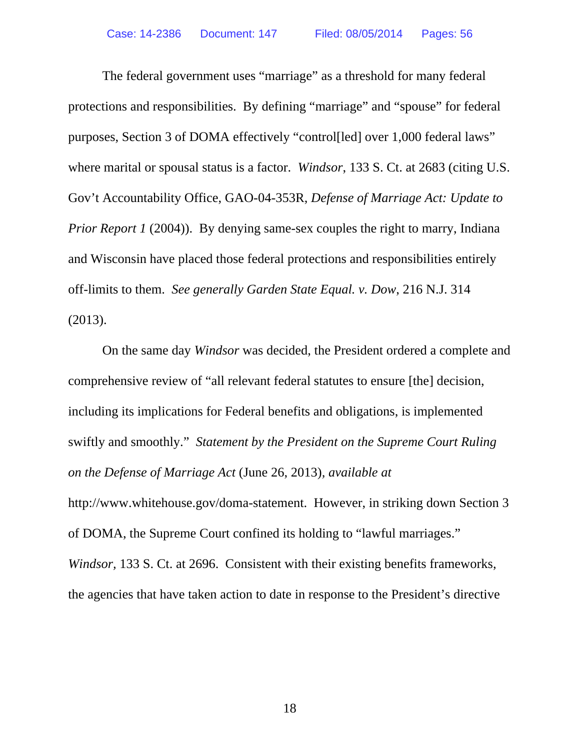The federal government uses "marriage" as a threshold for many federal protections and responsibilities. By defining "marriage" and "spouse" for federal purposes, Section 3 of DOMA effectively "control[led] over 1,000 federal laws" where marital or spousal status is a factor. *Windsor*, 133 S. Ct. at 2683 (citing U.S. Gov't Accountability Office, GAO-04-353R, *Defense of Marriage Act: Update to Prior Report 1* (2004)). By denying same-sex couples the right to marry, Indiana and Wisconsin have placed those federal protections and responsibilities entirely off-limits to them. *See generally Garden State Equal. v. Dow*, 216 N.J. 314 (2013).

On the same day *Windsor* was decided, the President ordered a complete and comprehensive review of "all relevant federal statutes to ensure [the] decision, including its implications for Federal benefits and obligations, is implemented swiftly and smoothly." *Statement by the President on the Supreme Court Ruling on the Defense of Marriage Act* (June 26, 2013)*, available at* http://www.whitehouse.gov/doma-statement. However, in striking down Section 3 of DOMA, the Supreme Court confined its holding to "lawful marriages." *Windsor*, 133 S. Ct. at 2696. Consistent with their existing benefits frameworks, the agencies that have taken action to date in response to the President's directive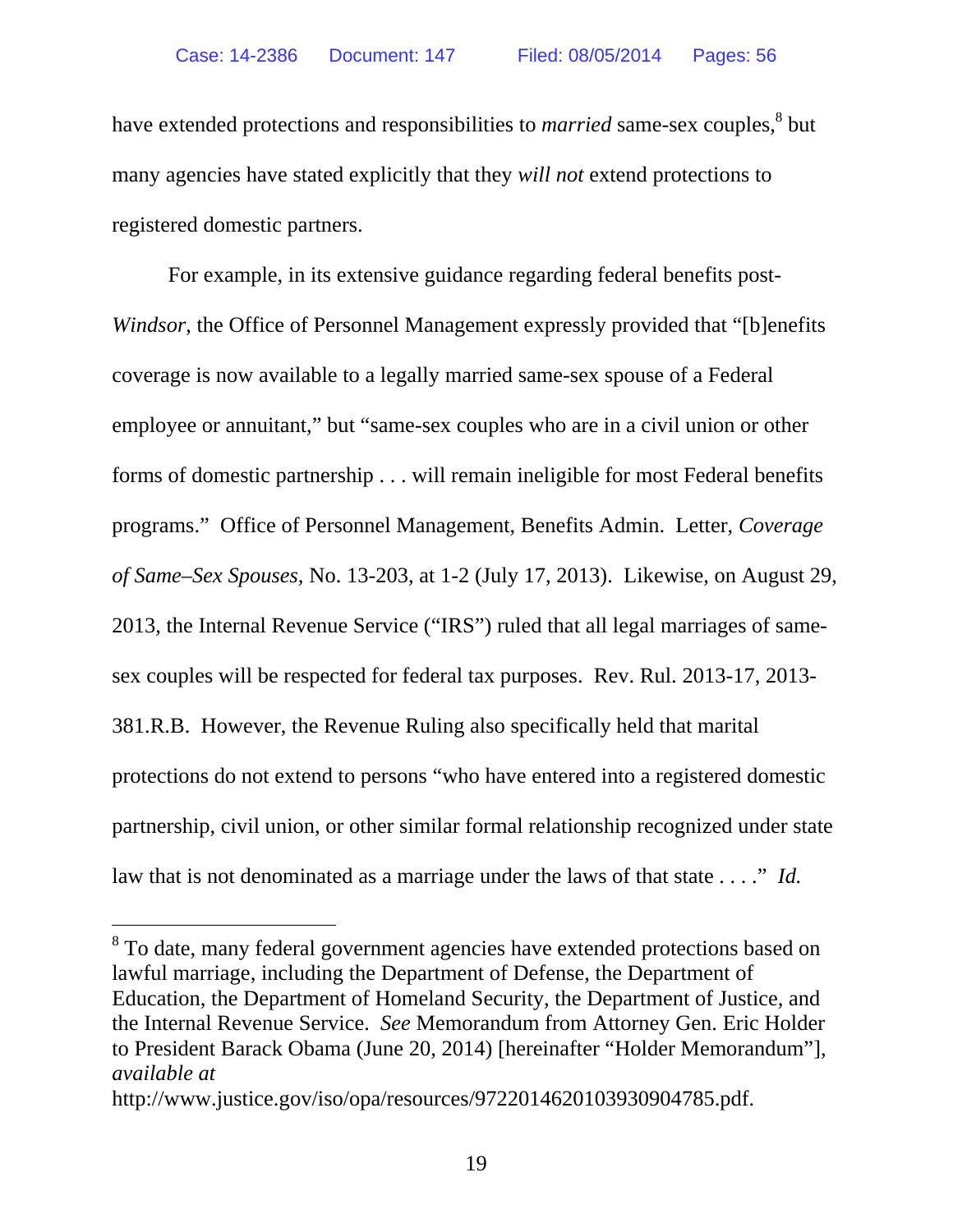have extended protections and responsibilities to *married* same-sex couples,[8] but many agencies have stated explicitly that they *will not* extend protections to registered domestic partners.

For example, in its extensive guidance regarding federal benefits post-*Windsor*, the Office of Personnel Management expressly provided that "[b]enefits coverage is now available to a legally married same-sex spouse of a Federal employee or annuitant," but "same-sex couples who are in a civil union or other forms of domestic partnership . . . will remain ineligible for most Federal benefits programs." Office of Personnel Management, Benefits Admin. Letter, *Coverage of Same–Sex Spouses*, No. 13-203, at 1-2 (July 17, 2013). Likewise, on August 29, 2013, the Internal Revenue Service ("IRS") ruled that all legal marriages of same-sex couples will be respected for federal tax purposes. Rev. Rul. 2013-17, 2013-381.R.B. However, the Revenue Ruling also specifically held that marital protections do not extend to persons "who have entered into a registered domestic partnership, civil union, or other similar formal relationship recognized under state law that is not denominated as a marriage under the laws of that state . . . ." *Id.*

---

[8] To date, many federal government agencies have extended protections based on lawful marriage, including the Department of Defense, the Department of Education, the Department of Homeland Security, the Department of Justice, and the Internal Revenue Service. *See* Memorandum from Attorney Gen. Eric Holder to President Barack Obama (June 20, 2014) [hereinafter "Holder Memorandum"], *available at* http://www.justice.gov/iso/opa/resources/9722014620103930904785.pdf.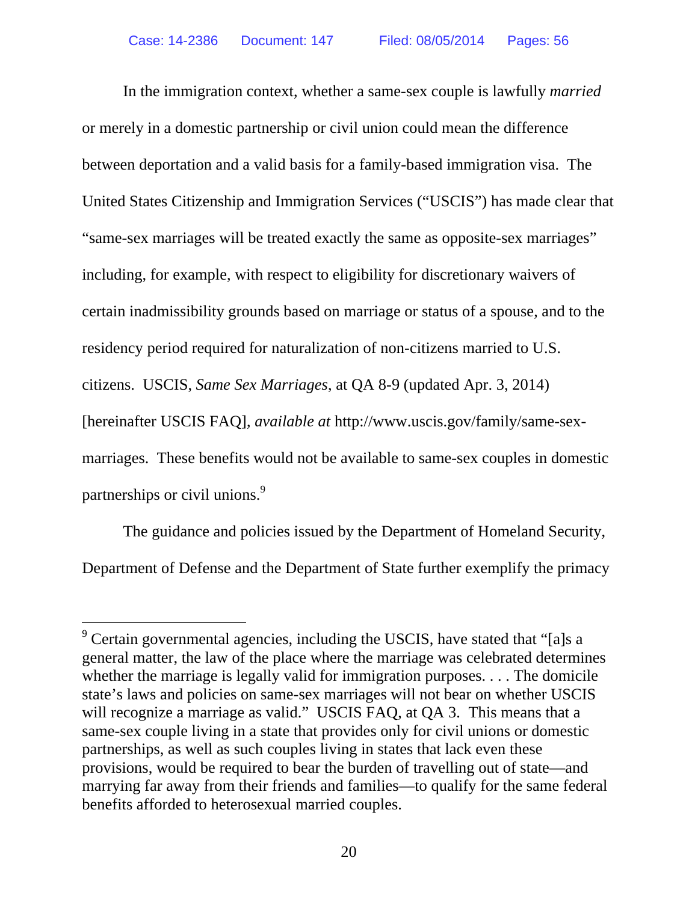In the immigration context, whether a same-sex couple is lawfully *married* or merely in a domestic partnership or civil union could mean the difference between deportation and a valid basis for a family-based immigration visa. The United States Citizenship and Immigration Services ("USCIS") has made clear that "same-sex marriages will be treated exactly the same as opposite-sex marriages" including, for example, with respect to eligibility for discretionary waivers of certain inadmissibility grounds based on marriage or status of a spouse, and to the residency period required for naturalization of non-citizens married to U.S. citizens. USCIS, *Same Sex Marriages*, at QA 8-9 (updated Apr. 3, 2014) [hereinafter USCIS FAQ], *available at* http://www.uscis.gov/family/same-sex-marriages. These benefits would not be available to same-sex couples in domestic partnerships or civil unions.[9]

The guidance and policies issued by the Department of Homeland Security, Department of Defense and the Department of State further exemplify the primacy

[9] Certain governmental agencies, including the USCIS, have stated that "[a]s a general matter, the law of the place where the marriage was celebrated determines whether the marriage is legally valid for immigration purposes. . . . The domicile state's laws and policies on same-sex marriages will not bear on whether USCIS will recognize a marriage as valid." USCIS FAQ, at QA 3. This means that a same-sex couple living in a state that provides only for civil unions or domestic partnerships, as well as such couples living in states that lack even these provisions, would be required to bear the burden of travelling out of state—and marrying far away from their friends and families—to qualify for the same federal benefits afforded to heterosexual married couples.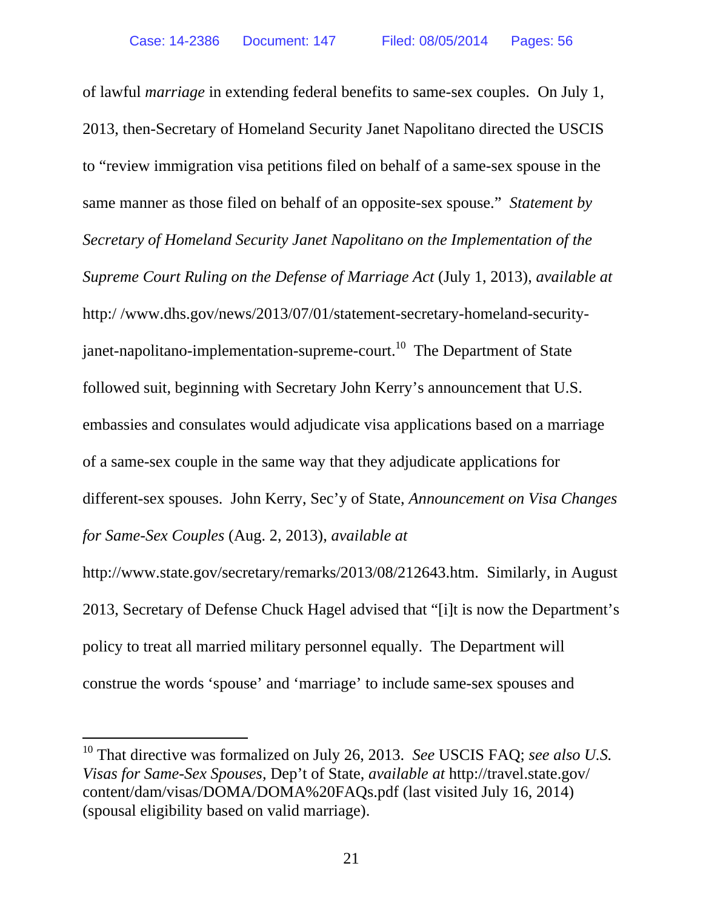of lawful *marriage* in extending federal benefits to same-sex couples. On July 1, 2013, then-Secretary of Homeland Security Janet Napolitano directed the USCIS to "review immigration visa petitions filed on behalf of a same-sex spouse in the same manner as those filed on behalf of an opposite-sex spouse." *Statement by Secretary of Homeland Security Janet Napolitano on the Implementation of the Supreme Court Ruling on the Defense of Marriage Act* (July 1, 2013), *available at* http:/ /www.dhs.gov/news/2013/07/01/statement-secretary-homeland-security-janet-napolitano-implementation-supreme-court.[10] The Department of State followed suit, beginning with Secretary John Kerry's announcement that U.S. embassies and consulates would adjudicate visa applications based on a marriage of a same-sex couple in the same way that they adjudicate applications for different-sex spouses. John Kerry, Sec'y of State, *Announcement on Visa Changes for Same-Sex Couples* (Aug. 2, 2013), *available at* http://www.state.gov/secretary/remarks/2013/08/212643.htm. Similarly, in August 2013, Secretary of Defense Chuck Hagel advised that "[i]t is now the Department's policy to treat all married military personnel equally. The Department will construe the words 'spouse' and 'marriage' to include same-sex spouses and

---

[10] That directive was formalized on July 26, 2013. *See* USCIS FAQ; *see also U.S. Visas for Same-Sex Spouses*, Dep't of State, *available at* http://travel.state.gov/ content/dam/visas/DOMA/DOMA%20FAQs.pdf (last visited July 16, 2014) (spousal eligibility based on valid marriage).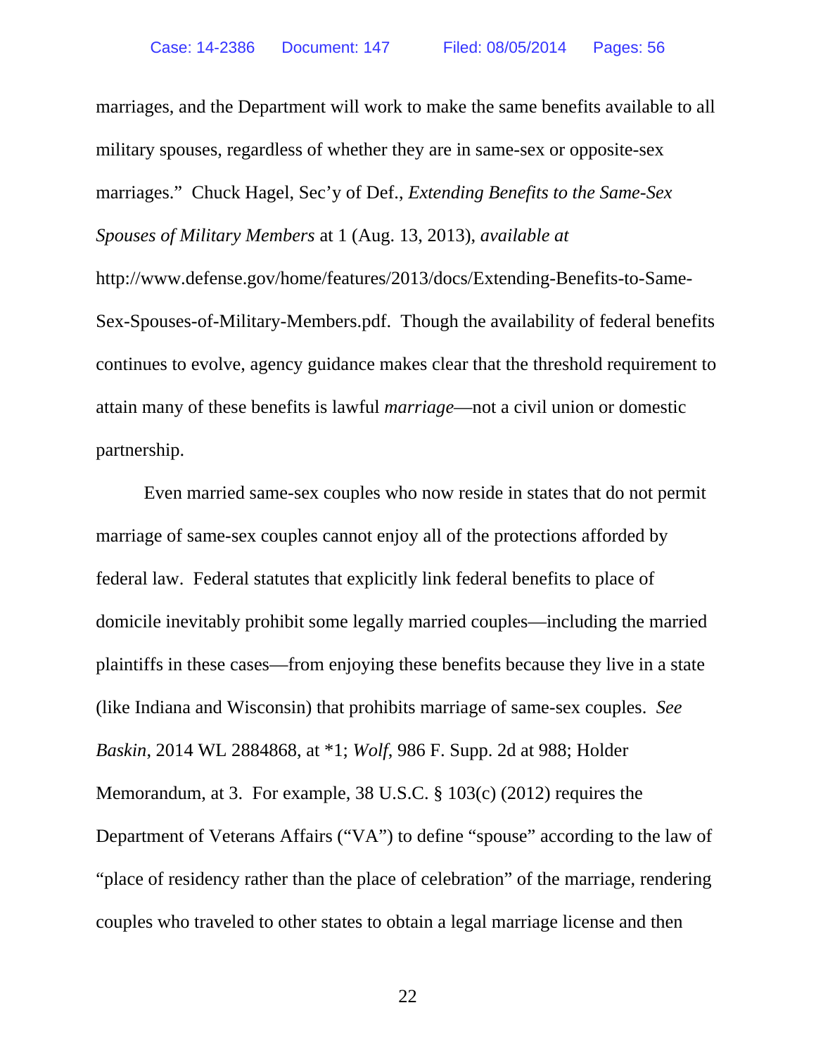marriages, and the Department will work to make the same benefits available to all military spouses, regardless of whether they are in same-sex or opposite-sex marriages." Chuck Hagel, Sec'y of Def., *Extending Benefits to the Same-Sex Spouses of Military Members* at 1 (Aug. 13, 2013), *available at* http://www.defense.gov/home/features/2013/docs/Extending-Benefits-to-Same-Sex-Spouses-of-Military-Members.pdf. Though the availability of federal benefits continues to evolve, agency guidance makes clear that the threshold requirement to attain many of these benefits is lawful *marriage*—not a civil union or domestic partnership.

Even married same-sex couples who now reside in states that do not permit marriage of same-sex couples cannot enjoy all of the protections afforded by federal law. Federal statutes that explicitly link federal benefits to place of domicile inevitably prohibit some legally married couples—including the married plaintiffs in these cases—from enjoying these benefits because they live in a state (like Indiana and Wisconsin) that prohibits marriage of same-sex couples. *See Baskin*, 2014 WL 2884868, at *1; *Wolf*, 986 F. Supp. 2d at 988; Holder Memorandum, at 3. For example, 38 U.S.C. § 103(c) (2012) requires the Department of Veterans Affairs ("VA") to define "spouse" according to the law of "place of residency rather than the place of celebration" of the marriage, rendering couples who traveled to other states to obtain a legal marriage license and then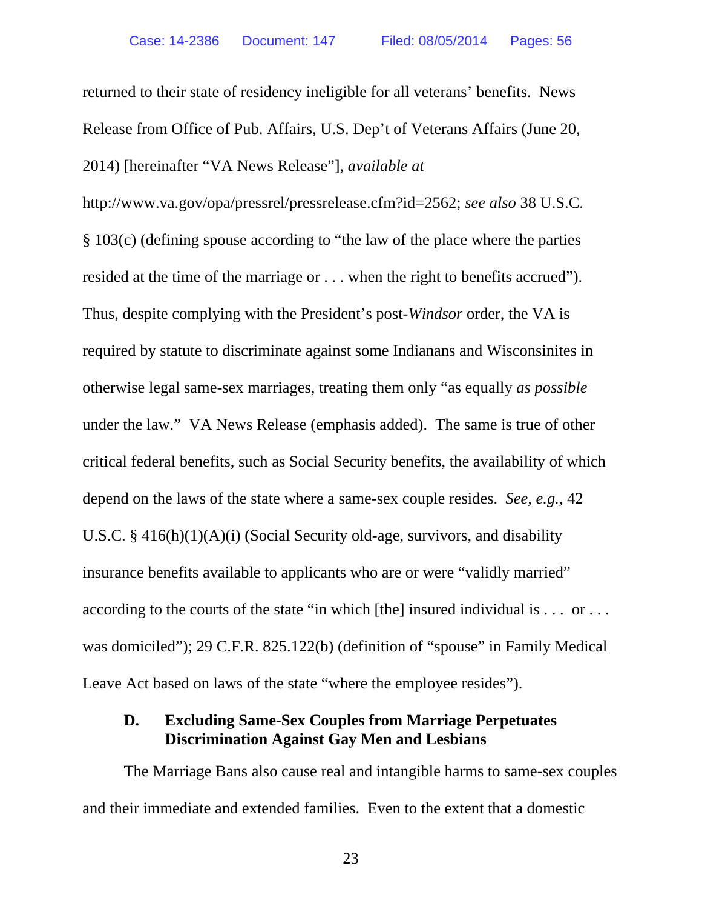returned to their state of residency ineligible for all veterans' benefits. News Release from Office of Pub. Affairs, U.S. Dep't of Veterans Affairs (June 20, 2014) [hereinafter "VA News Release"], *available at* http://www.va.gov/opa/pressrel/pressrelease.cfm?id=2562; *see also* 38 U.S.C. § 103(c) (defining spouse according to "the law of the place where the parties resided at the time of the marriage or . . . when the right to benefits accrued"). Thus, despite complying with the President's post-*Windsor* order, the VA is required by statute to discriminate against some Indianans and Wisconsinites in otherwise legal same-sex marriages, treating them only "as equally *as possible* under the law." VA News Release (emphasis added). The same is true of other critical federal benefits, such as Social Security benefits, the availability of which depend on the laws of the state where a same-sex couple resides. *See, e.g.*, 42 U.S.C. § 416(h)(1)(A)(i) (Social Security old-age, survivors, and disability insurance benefits available to applicants who are or were "validly married" according to the courts of the state "in which [the] insured individual is . . . or . . . was domiciled"); 29 C.F.R. 825.122(b) (definition of "spouse" in Family Medical Leave Act based on laws of the state "where the employee resides").

### D. Excluding Same-Sex Couples from Marriage Perpetuates Discrimination Against Gay Men and Lesbians

The Marriage Bans also cause real and intangible harms to same-sex couples and their immediate and extended families. Even to the extent that a domestic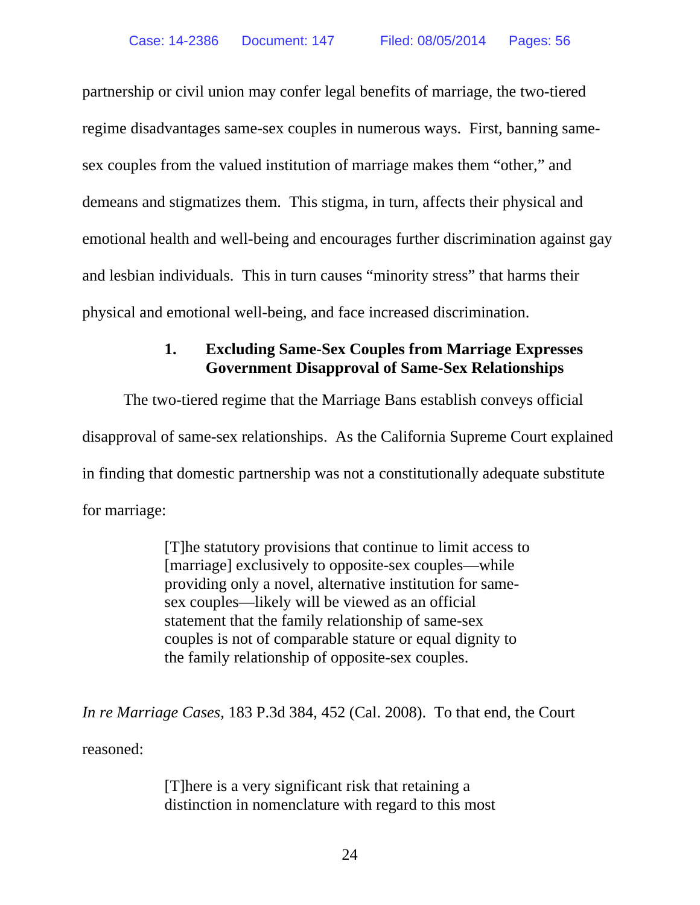partnership or civil union may confer legal benefits of marriage, the two-tiered regime disadvantages same-sex couples in numerous ways. First, banning same-sex couples from the valued institution of marriage makes them "other," and demeans and stigmatizes them. This stigma, in turn, affects their physical and emotional health and well-being and encourages further discrimination against gay and lesbian individuals. This in turn causes "minority stress" that harms their physical and emotional well-being, and face increased discrimination.

### 1. Excluding Same-Sex Couples from Marriage Expresses Government Disapproval of Same-Sex Relationships

The two-tiered regime that the Marriage Bans establish conveys official disapproval of same-sex relationships. As the California Supreme Court explained in finding that domestic partnership was not a constitutionally adequate substitute for marriage:

> [T]he statutory provisions that continue to limit access to [marriage] exclusively to opposite-sex couples—while providing only a novel, alternative institution for same-sex couples—likely will be viewed as an official statement that the family relationship of same-sex couples is not of comparable stature or equal dignity to the family relationship of opposite-sex couples.

*In re Marriage Cases*, 183 P.3d 384, 452 (Cal. 2008). To that end, the Court reasoned:

> [T]here is a very significant risk that retaining a distinction in nomenclature with regard to this most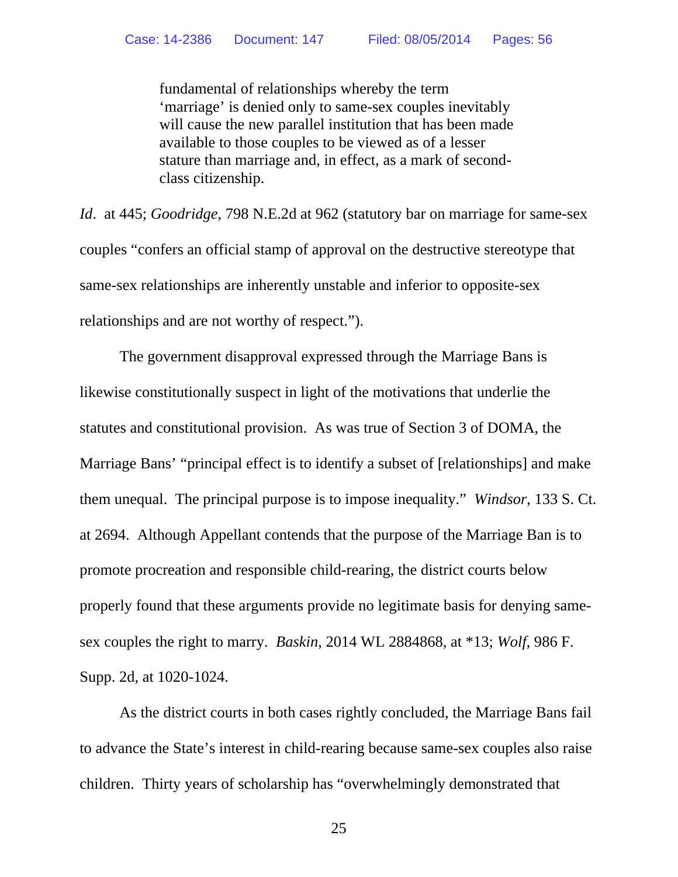> fundamental of relationships whereby the term 'marriage' is denied only to same-sex couples inevitably will cause the new parallel institution that has been made available to those couples to be viewed as of a lesser stature than marriage and, in effect, as a mark of second-class citizenship.

*Id*. at 445; *Goodridge*, 798 N.E.2d at 962 (statutory bar on marriage for same-sex couples "confers an official stamp of approval on the destructive stereotype that same-sex relationships are inherently unstable and inferior to opposite-sex relationships and are not worthy of respect.").

The government disapproval expressed through the Marriage Bans is likewise constitutionally suspect in light of the motivations that underlie the statutes and constitutional provision. As was true of Section 3 of DOMA, the Marriage Bans' "principal effect is to identify a subset of [relationships] and make them unequal. The principal purpose is to impose inequality." *Windsor*, 133 S. Ct. at 2694. Although Appellant contends that the purpose of the Marriage Ban is to promote procreation and responsible child-rearing, the district courts below properly found that these arguments provide no legitimate basis for denying same-sex couples the right to marry. *Baskin*, 2014 WL 2884868, at *13; *Wolf*, 986 F. Supp. 2d, at 1020-1024.

As the district courts in both cases rightly concluded, the Marriage Bans fail to advance the State's interest in child-rearing because same-sex couples also raise children. Thirty years of scholarship has "overwhelmingly demonstrated that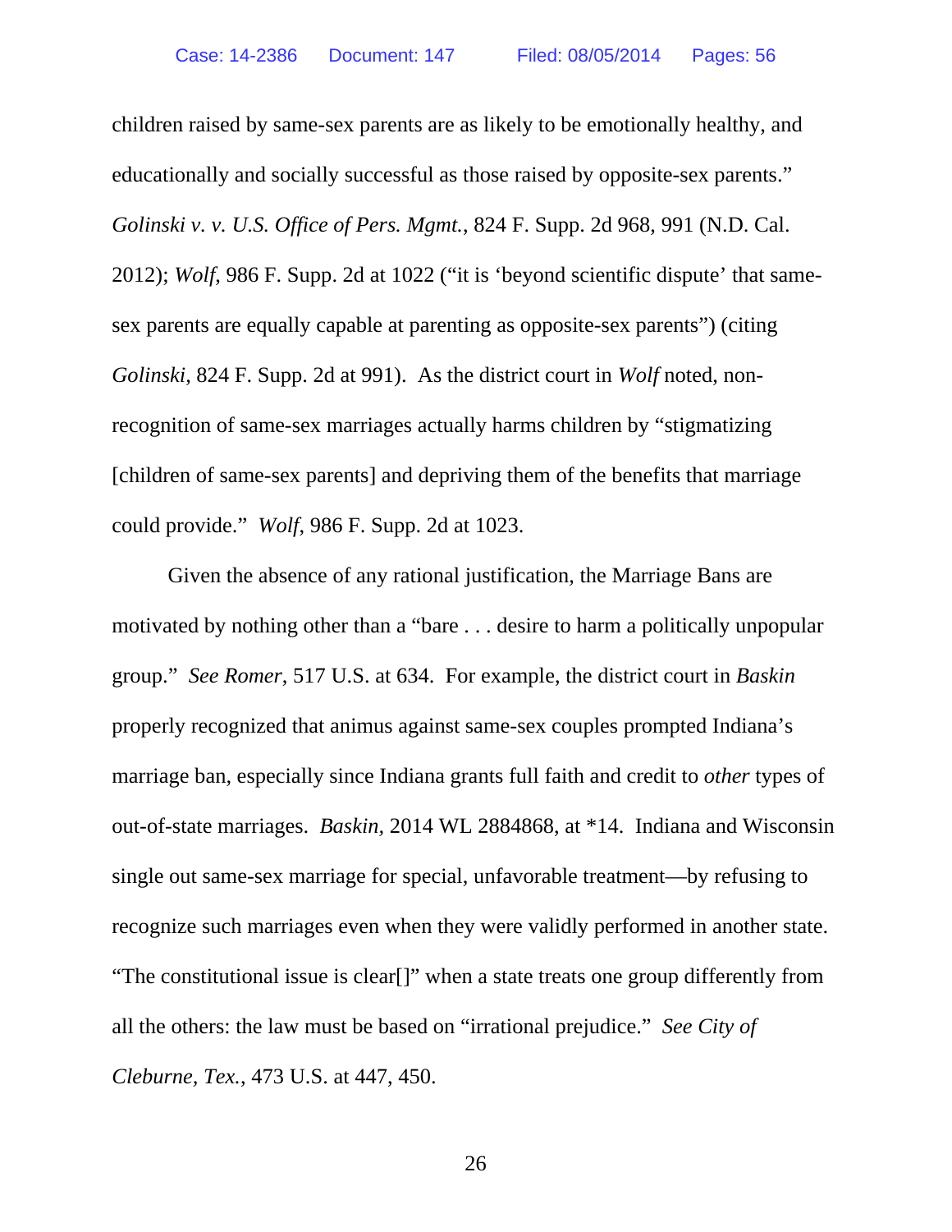children raised by same-sex parents are as likely to be emotionally healthy, and educationally and socially successful as those raised by opposite-sex parents." *Golinski v. v. U.S. Office of Pers. Mgmt.*, 824 F. Supp. 2d 968, 991 (N.D. Cal. 2012); *Wolf*, 986 F. Supp. 2d at 1022 ("it is 'beyond scientific dispute' that same-sex parents are equally capable at parenting as opposite-sex parents") (citing *Golinski*, 824 F. Supp. 2d at 991). As the district court in *Wolf* noted, non-recognition of same-sex marriages actually harms children by "stigmatizing [children of same-sex parents] and depriving them of the benefits that marriage could provide." *Wolf*, 986 F. Supp. 2d at 1023.

Given the absence of any rational justification, the Marriage Bans are motivated by nothing other than a "bare . . . desire to harm a politically unpopular group." *See Romer*, 517 U.S. at 634. For example, the district court in *Baskin* properly recognized that animus against same-sex couples prompted Indiana's marriage ban, especially since Indiana grants full faith and credit to *other* types of out-of-state marriages. *Baskin*, 2014 WL 2884868, at *14. Indiana and Wisconsin single out same-sex marriage for special, unfavorable treatment—by refusing to recognize such marriages even when they were validly performed in another state. "The constitutional issue is clear[]" when a state treats one group differently from all the others: the law must be based on "irrational prejudice." *See City of Cleburne, Tex.*, 473 U.S. at 447, 450.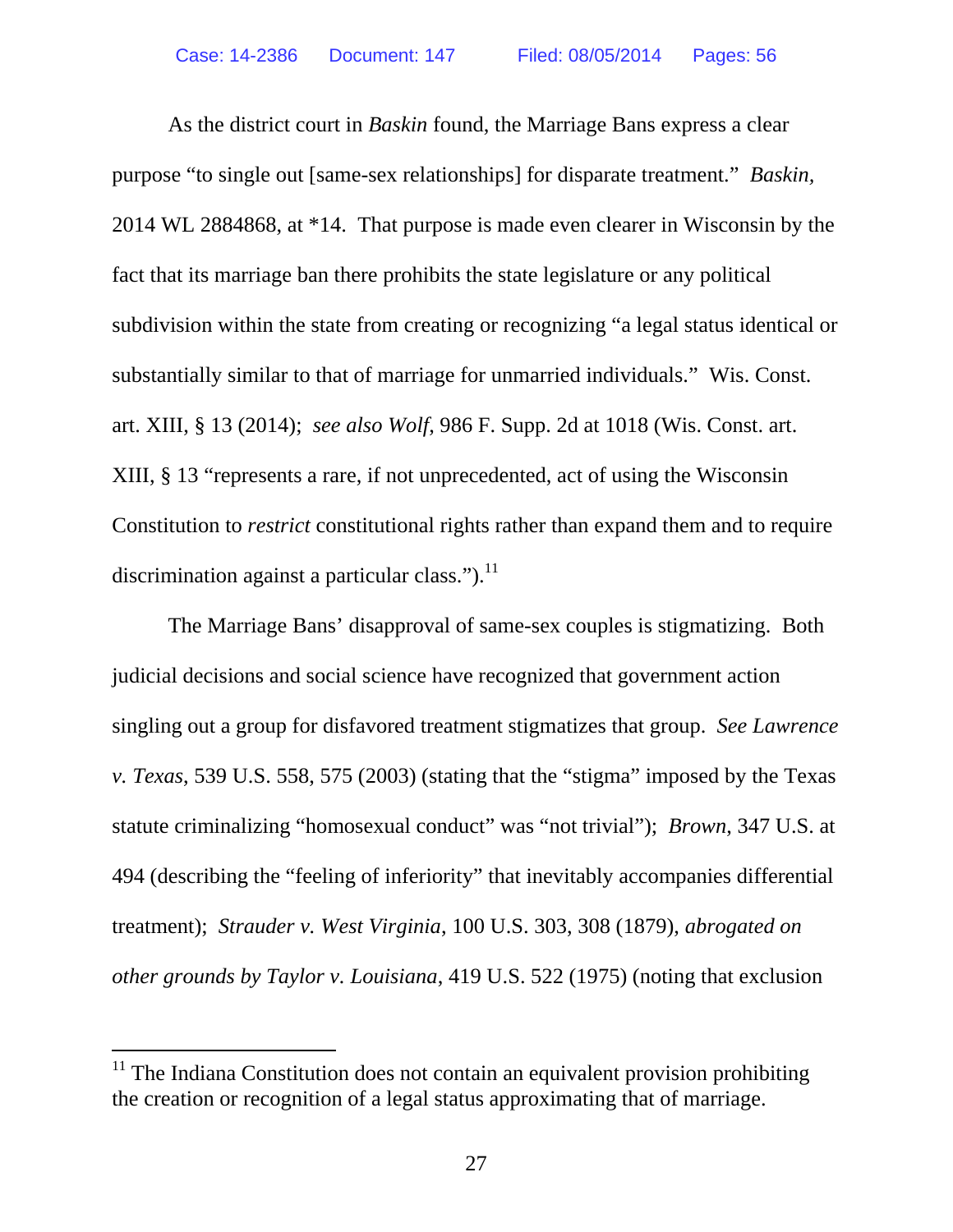As the district court in *Baskin* found, the Marriage Bans express a clear purpose "to single out [same-sex relationships] for disparate treatment." *Baskin*, 2014 WL 2884868, at *14. That purpose is made even clearer in Wisconsin by the fact that its marriage ban there prohibits the state legislature or any political subdivision within the state from creating or recognizing "a legal status identical or substantially similar to that of marriage for unmarried individuals." Wis. Const. art. XIII, § 13 (2014); *see also Wolf*, 986 F. Supp. 2d at 1018 (Wis. Const. art. XIII, § 13 "represents a rare, if not unprecedented, act of using the Wisconsin Constitution to *restrict* constitutional rights rather than expand them and to require discrimination against a particular class.").[11]

The Marriage Bans' disapproval of same-sex couples is stigmatizing. Both judicial decisions and social science have recognized that government action singling out a group for disfavored treatment stigmatizes that group. *See Lawrence v. Texas*, 539 U.S. 558, 575 (2003) (stating that the "stigma" imposed by the Texas statute criminalizing "homosexual conduct" was "not trivial"); *Brown*, 347 U.S. at 494 (describing the "feeling of inferiority" that inevitably accompanies differential treatment); *Strauder v. West Virginia*, 100 U.S. 303, 308 (1879), *abrogated on other grounds by Taylor v. Louisiana*, 419 U.S. 522 (1975) (noting that exclusion

[11] The Indiana Constitution does not contain an equivalent provision prohibiting the creation or recognition of a legal status approximating that of marriage.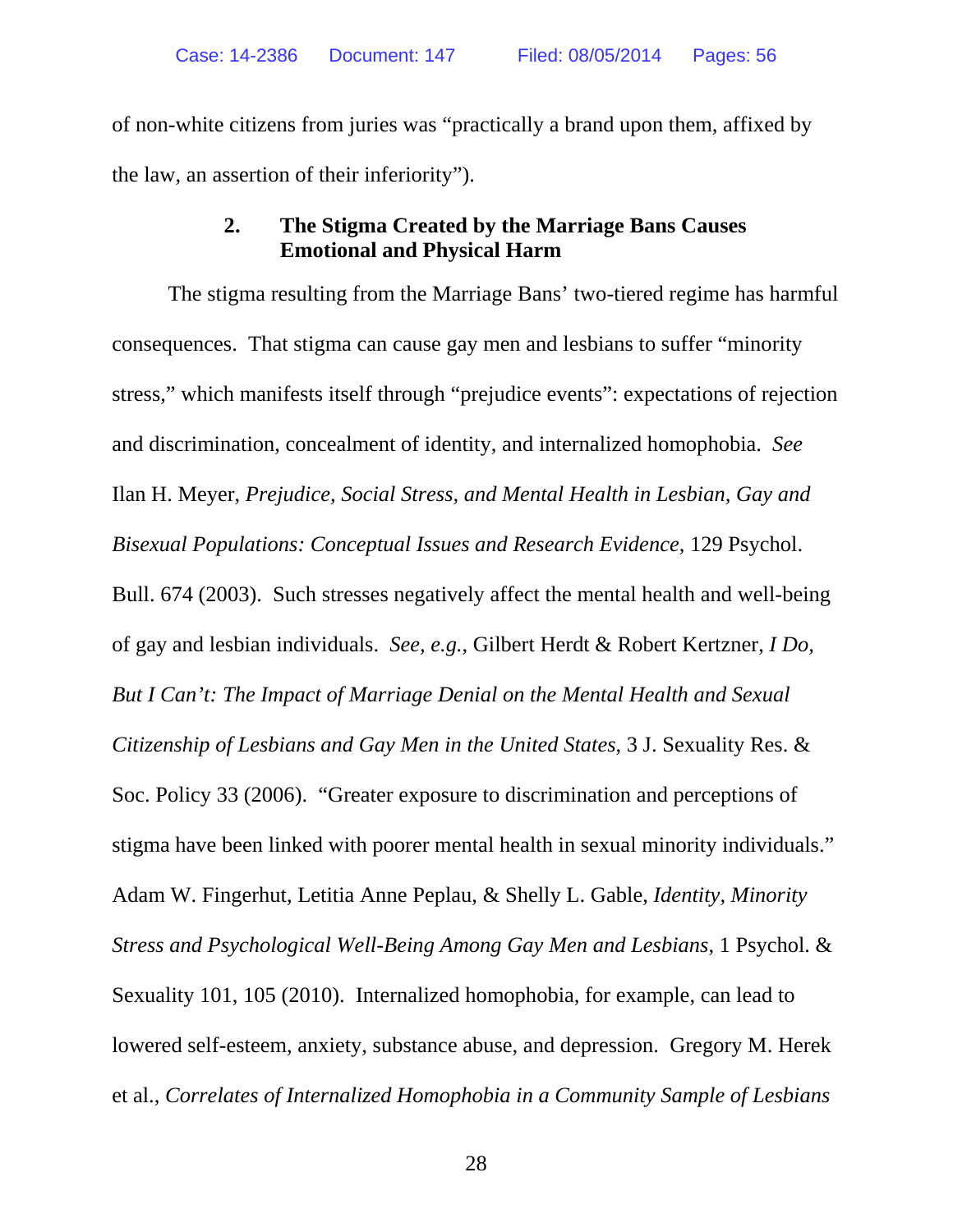of non-white citizens from juries was "practically a brand upon them, affixed by the law, an assertion of their inferiority").

### 2. The Stigma Created by the Marriage Bans Causes Emotional and Physical Harm

The stigma resulting from the Marriage Bans' two-tiered regime has harmful consequences. That stigma can cause gay men and lesbians to suffer "minority stress," which manifests itself through "prejudice events": expectations of rejection and discrimination, concealment of identity, and internalized homophobia. *See* Ilan H. Meyer, *Prejudice, Social Stress, and Mental Health in Lesbian, Gay and Bisexual Populations: Conceptual Issues and Research Evidence*, 129 Psychol. Bull. 674 (2003). Such stresses negatively affect the mental health and well-being of gay and lesbian individuals. *See, e.g.*, Gilbert Herdt & Robert Kertzner, *I Do, But I Can't: The Impact of Marriage Denial on the Mental Health and Sexual Citizenship of Lesbians and Gay Men in the United States,* 3 J. Sexuality Res. & Soc. Policy 33 (2006). "Greater exposure to discrimination and perceptions of stigma have been linked with poorer mental health in sexual minority individuals." Adam W. Fingerhut, Letitia Anne Peplau, & Shelly L. Gable, *Identity, Minority Stress and Psychological Well-Being Among Gay Men and Lesbians*, 1 Psychol. & Sexuality 101, 105 (2010). Internalized homophobia, for example, can lead to lowered self-esteem, anxiety, substance abuse, and depression. Gregory M. Herek et al., *Correlates of Internalized Homophobia in a Community Sample of Lesbians*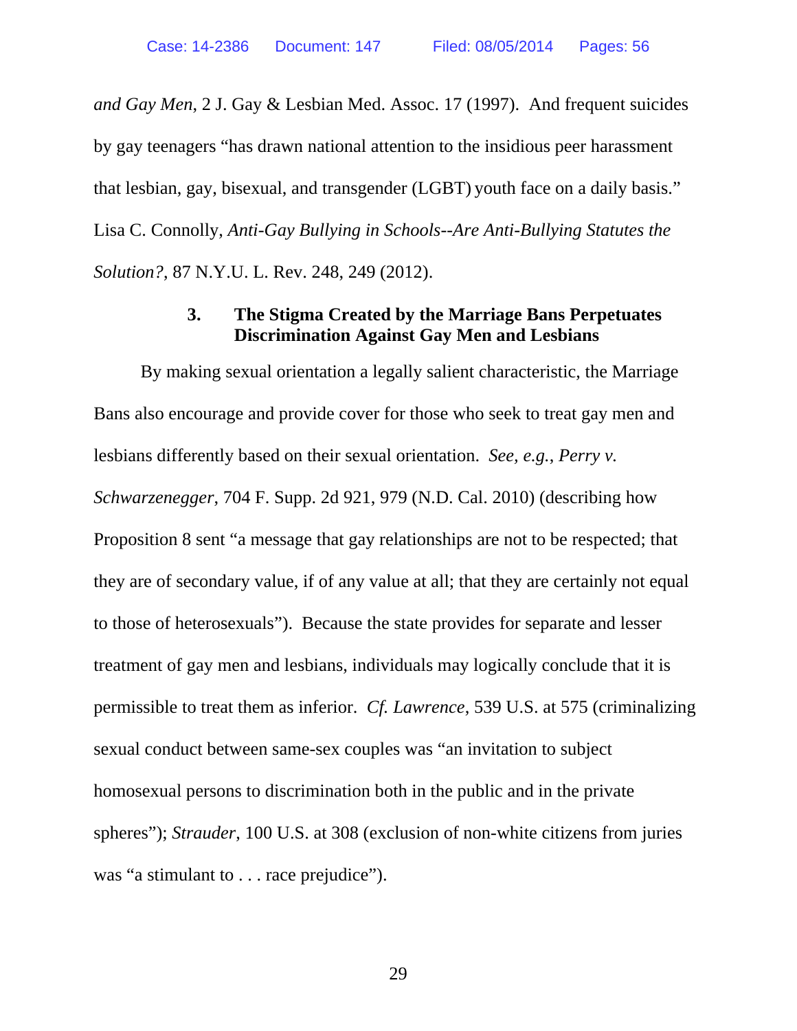*and Gay Men*, 2 J. Gay & Lesbian Med. Assoc. 17 (1997). And frequent suicides by gay teenagers "has drawn national attention to the insidious peer harassment that lesbian, gay, bisexual, and transgender (LGBT) youth face on a daily basis." Lisa C. Connolly, *Anti-Gay Bullying in Schools--Are Anti-Bullying Statutes the Solution?*, 87 N.Y.U. L. Rev. 248, 249 (2012).

### 3. The Stigma Created by the Marriage Bans Perpetuates Discrimination Against Gay Men and Lesbians

By making sexual orientation a legally salient characteristic, the Marriage Bans also encourage and provide cover for those who seek to treat gay men and lesbians differently based on their sexual orientation. *See, e.g.*, *Perry v. Schwarzenegger*, 704 F. Supp. 2d 921, 979 (N.D. Cal. 2010) (describing how Proposition 8 sent "a message that gay relationships are not to be respected; that they are of secondary value, if of any value at all; that they are certainly not equal to those of heterosexuals"). Because the state provides for separate and lesser treatment of gay men and lesbians, individuals may logically conclude that it is permissible to treat them as inferior. *Cf. Lawrence*, 539 U.S. at 575 (criminalizing sexual conduct between same-sex couples was "an invitation to subject homosexual persons to discrimination both in the public and in the private spheres"); *Strauder*, 100 U.S. at 308 (exclusion of non-white citizens from juries was "a stimulant to . . . race prejudice").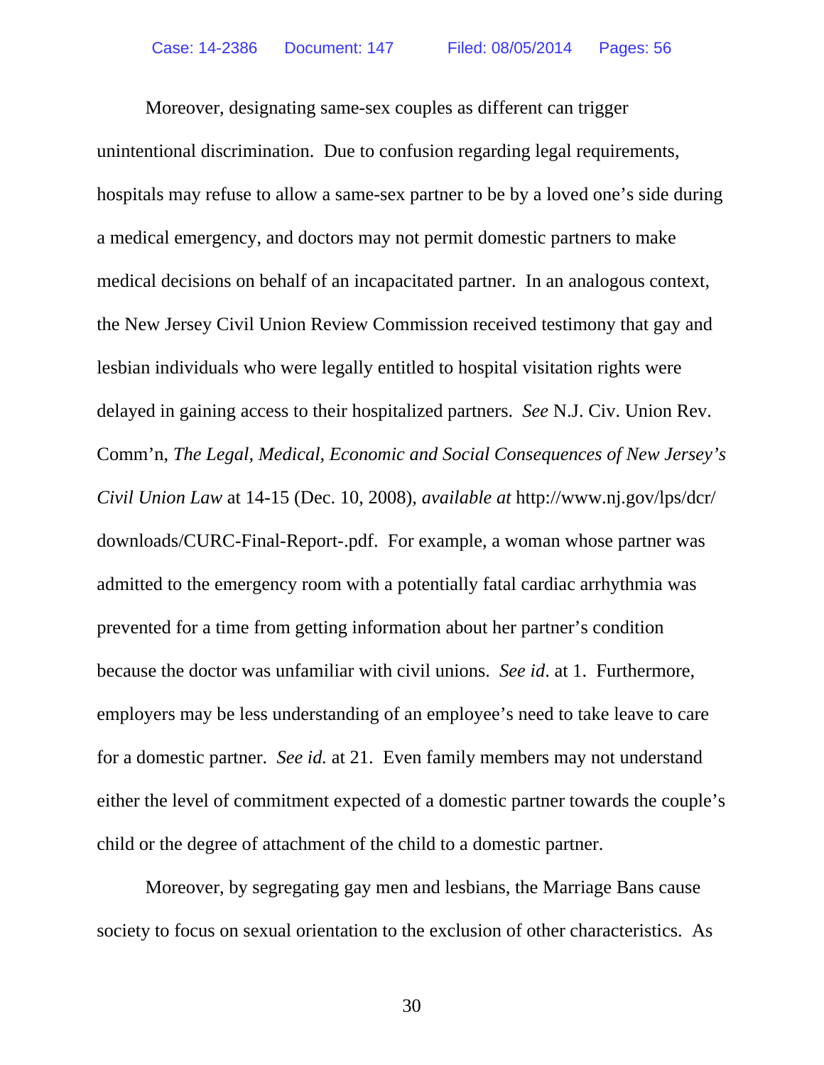Moreover, designating same-sex couples as different can trigger unintentional discrimination. Due to confusion regarding legal requirements, hospitals may refuse to allow a same-sex partner to be by a loved one's side during a medical emergency, and doctors may not permit domestic partners to make medical decisions on behalf of an incapacitated partner. In an analogous context, the New Jersey Civil Union Review Commission received testimony that gay and lesbian individuals who were legally entitled to hospital visitation rights were delayed in gaining access to their hospitalized partners. *See* N.J. Civ. Union Rev. Comm'n, *The Legal, Medical, Economic and Social Consequences of New Jersey's Civil Union Law* at 14-15 (Dec. 10, 2008), *available at* http://www.nj.gov/lps/dcr/downloads/CURC-Final-Report-.pdf. For example, a woman whose partner was admitted to the emergency room with a potentially fatal cardiac arrhythmia was prevented for a time from getting information about her partner's condition because the doctor was unfamiliar with civil unions. *See id*. at 1. Furthermore, employers may be less understanding of an employee's need to take leave to care for a domestic partner. *See id.* at 21. Even family members may not understand either the level of commitment expected of a domestic partner towards the couple's child or the degree of attachment of the child to a domestic partner.

Moreover, by segregating gay men and lesbians, the Marriage Bans cause society to focus on sexual orientation to the exclusion of other characteristics. As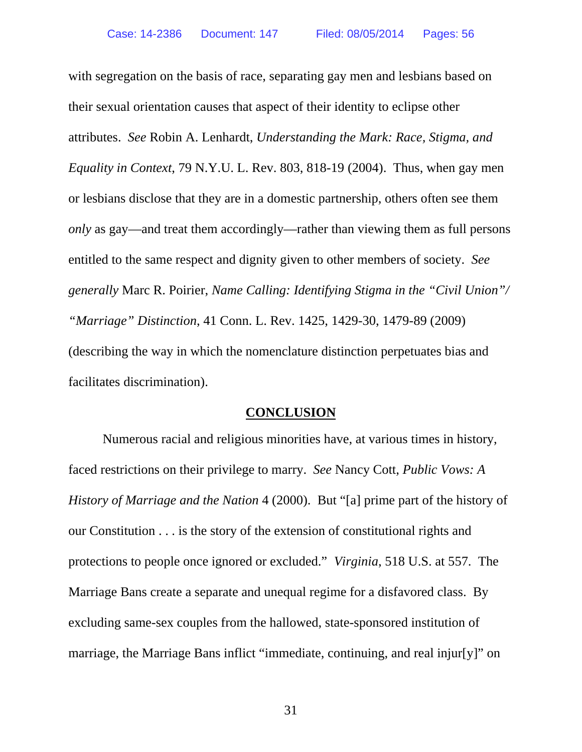with segregation on the basis of race, separating gay men and lesbians based on their sexual orientation causes that aspect of their identity to eclipse other attributes. *See* Robin A. Lenhardt, *Understanding the Mark: Race, Stigma, and Equality in Context*, 79 N.Y.U. L. Rev. 803, 818-19 (2004). Thus, when gay men or lesbians disclose that they are in a domestic partnership, others often see them *only* as gay—and treat them accordingly—rather than viewing them as full persons entitled to the same respect and dignity given to other members of society. *See generally* Marc R. Poirier, *Name Calling: Identifying Stigma in the "Civil Union"/ "Marriage" Distinction*, 41 Conn. L. Rev. 1425, 1429-30, 1479-89 (2009) (describing the way in which the nomenclature distinction perpetuates bias and facilitates discrimination).

## CONCLUSION

Numerous racial and religious minorities have, at various times in history, faced restrictions on their privilege to marry. *See* Nancy Cott, *Public Vows: A History of Marriage and the Nation* 4 (2000). But "[a] prime part of the history of our Constitution . . . is the story of the extension of constitutional rights and protections to people once ignored or excluded." *Virginia*, 518 U.S. at 557. The Marriage Bans create a separate and unequal regime for a disfavored class. By excluding same-sex couples from the hallowed, state-sponsored institution of marriage, the Marriage Bans inflict "immediate, continuing, and real injur[y]" on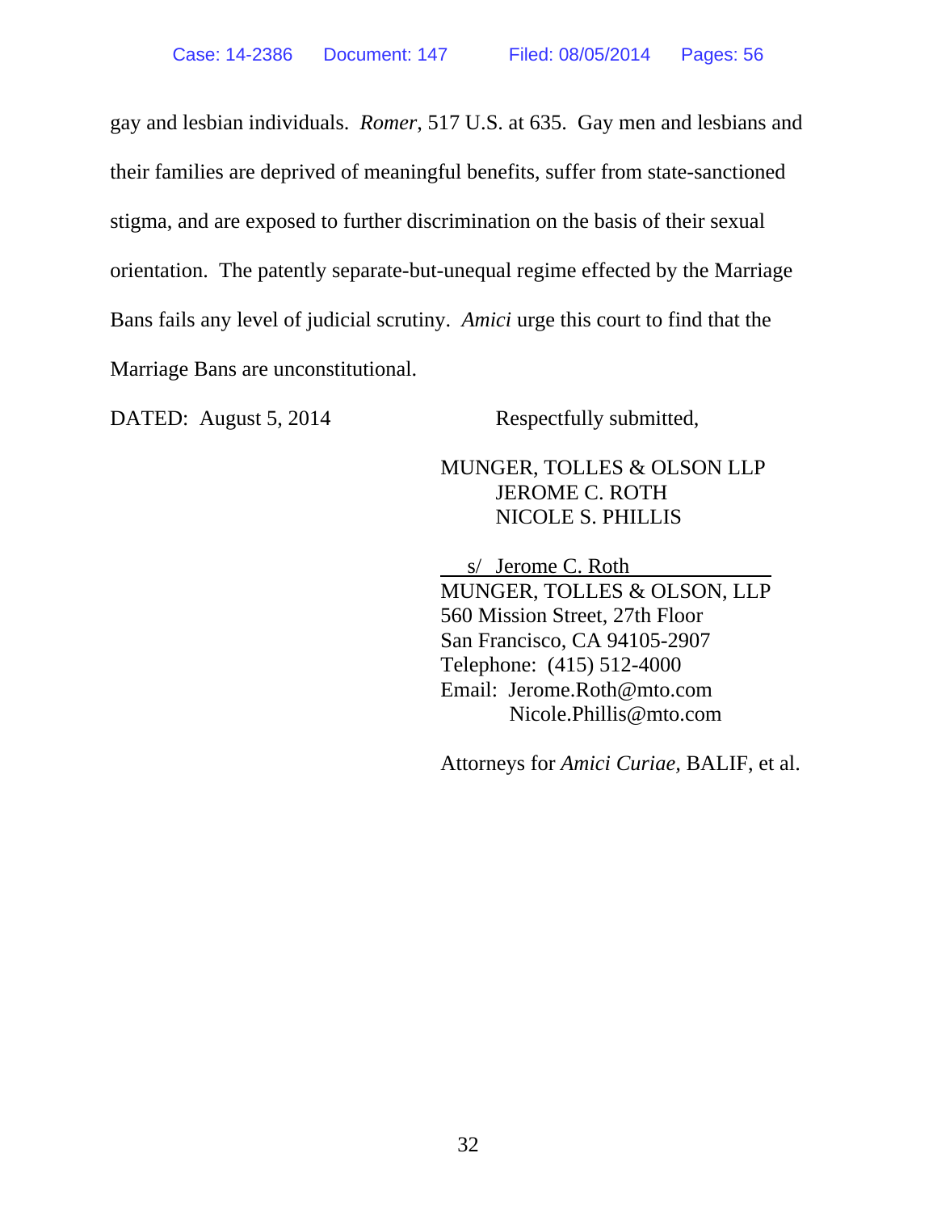gay and lesbian individuals. *Romer*, 517 U.S. at 635. Gay men and lesbians and their families are deprived of meaningful benefits, suffer from state-sanctioned stigma, and are exposed to further discrimination on the basis of their sexual orientation. The patently separate-but-unequal regime effected by the Marriage Bans fails any level of judicial scrutiny. *Amici* urge this court to find that the Marriage Bans are unconstitutional.

DATED: August 5, 2014

Respectfully submitted,

MUNGER, TOLLES & OLSON LLP
JEROME C. ROTH
NICOLE S. PHILLIS

s/ Jerome C. Roth
MUNGER, TOLLES & OLSON, LLP
560 Mission Street, 27th Floor
San Francisco, CA 94105-2907
Telephone: (415) 512-4000
Email: Jerome.Roth@mto.com
Nicole.Phillis@mto.com

Attorneys for *Amici Curiae*, BALIF, et al.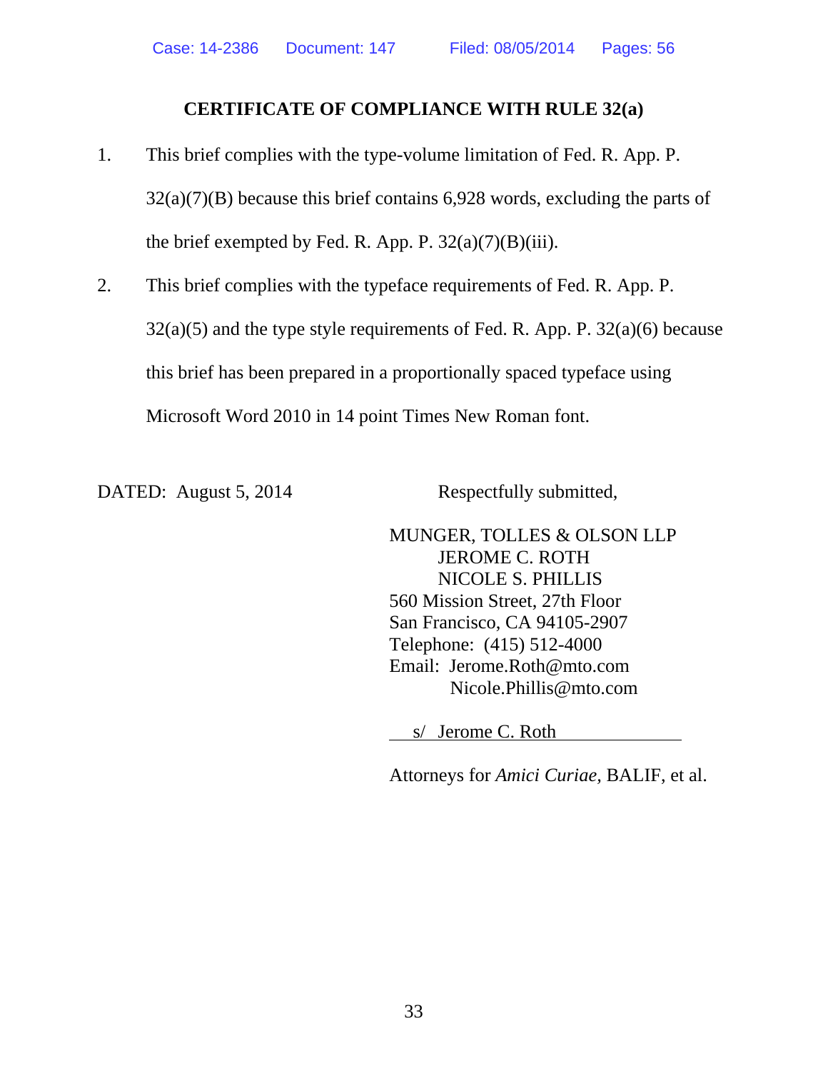**CERTIFICATE OF COMPLIANCE WITH RULE 32(a)**

1. This brief complies with the type-volume limitation of Fed. R. App. P. 32(a)(7)(B) because this brief contains 6,928 words, excluding the parts of the brief exempted by Fed. R. App. P. 32(a)(7)(B)(iii).

2. This brief complies with the typeface requirements of Fed. R. App. P. 32(a)(5) and the type style requirements of Fed. R. App. P. 32(a)(6) because this brief has been prepared in a proportionally spaced typeface using Microsoft Word 2010 in 14 point Times New Roman font.

DATED: August 5, 2014

Respectfully submitted,

MUNGER, TOLLES & OLSON LLP
JEROME C. ROTH
NICOLE S. PHILLIS
560 Mission Street, 27th Floor
San Francisco, CA 94105-2907
Telephone: (415) 512-4000
Email: Jerome.Roth@mto.com
Nicole.Phillis@mto.com

s/ Jerome C. Roth

Attorneys for *Amici Curiae*, BALIF, et al.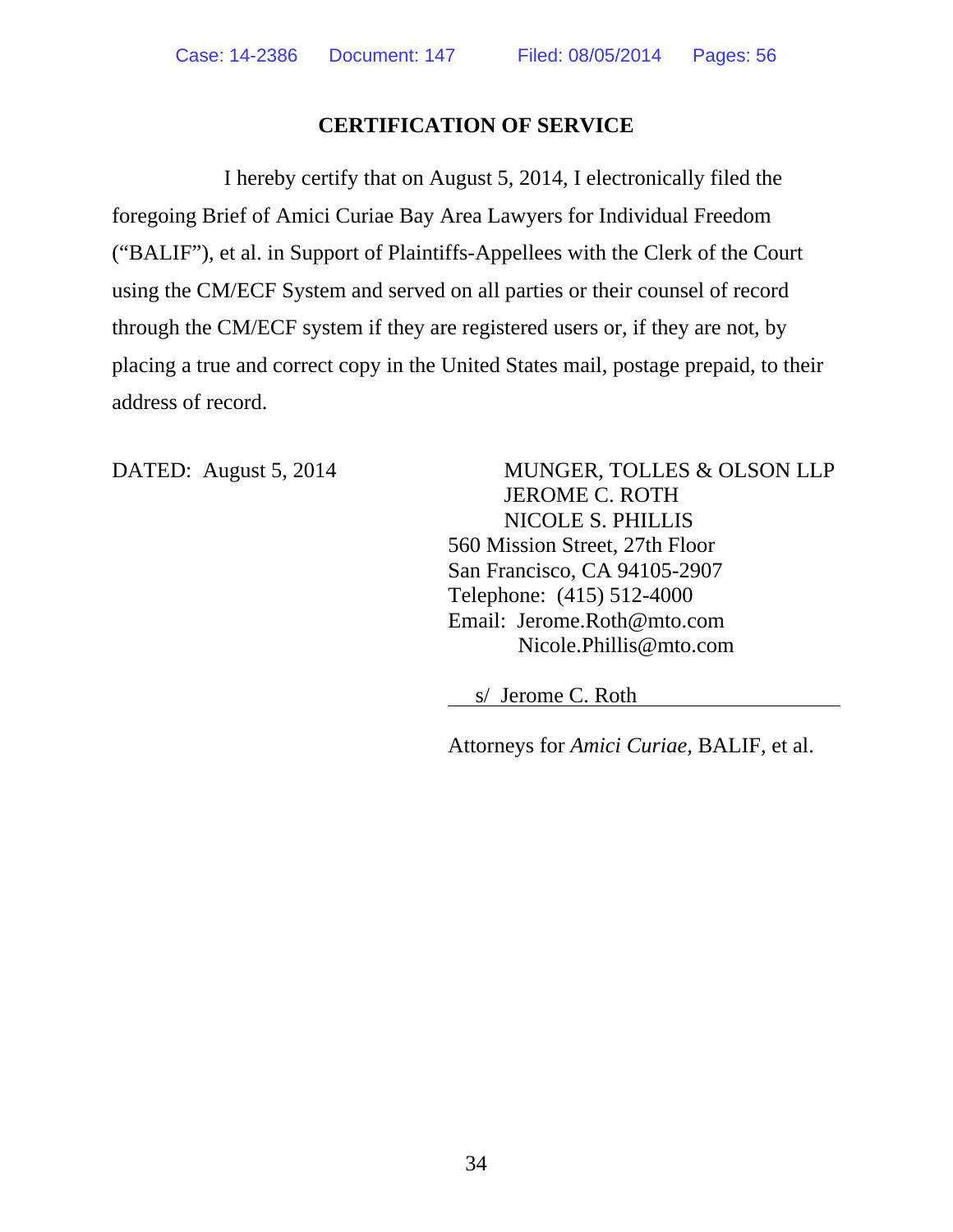## CERTIFICATION OF SERVICE

I hereby certify that on August 5, 2014, I electronically filed the foregoing Brief of Amici Curiae Bay Area Lawyers for Individual Freedom ("BALIF"), et al. in Support of Plaintiffs-Appellees with the Clerk of the Court using the CM/ECF System and served on all parties or their counsel of record through the CM/ECF system if they are registered users or, if they are not, by placing a true and correct copy in the United States mail, postage prepaid, to their address of record.

DATED: August 5, 2014

MUNGER, TOLLES & OLSON LLP
JEROME C. ROTH
NICOLE S. PHILLIS
560 Mission Street, 27th Floor
San Francisco, CA 94105-2907
Telephone: (415) 512-4000
Email: Jerome.Roth@mto.com
Nicole.Phillis@mto.com

s/ Jerome C. Roth

Attorneys for *Amici Curiae,* BALIF, et al.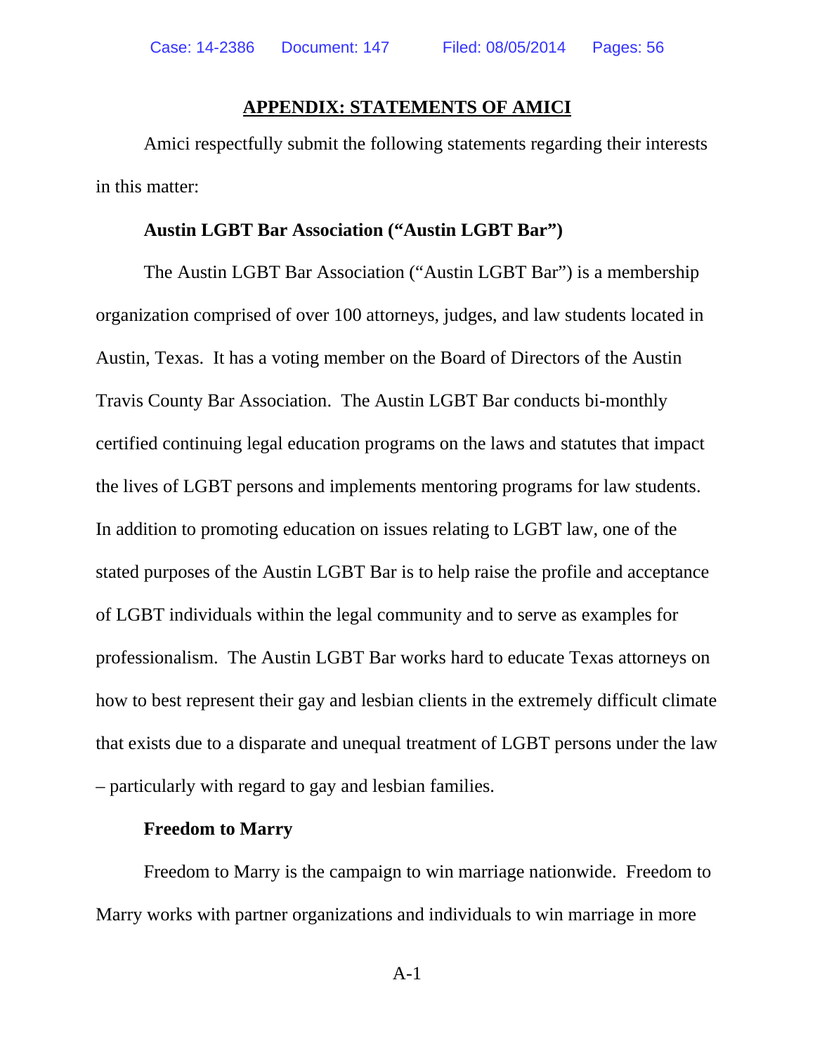## APPENDIX: STATEMENTS OF AMICI

Amici respectfully submit the following statements regarding their interests in this matter:

**Austin LGBT Bar Association ("Austin LGBT Bar")**

The Austin LGBT Bar Association ("Austin LGBT Bar") is a membership organization comprised of over 100 attorneys, judges, and law students located in Austin, Texas. It has a voting member on the Board of Directors of the Austin Travis County Bar Association. The Austin LGBT Bar conducts bi-monthly certified continuing legal education programs on the laws and statutes that impact the lives of LGBT persons and implements mentoring programs for law students. In addition to promoting education on issues relating to LGBT law, one of the stated purposes of the Austin LGBT Bar is to help raise the profile and acceptance of LGBT individuals within the legal community and to serve as examples for professionalism. The Austin LGBT Bar works hard to educate Texas attorneys on how to best represent their gay and lesbian clients in the extremely difficult climate that exists due to a disparate and unequal treatment of LGBT persons under the law – particularly with regard to gay and lesbian families.

**Freedom to Marry**

Freedom to Marry is the campaign to win marriage nationwide. Freedom to Marry works with partner organizations and individuals to win marriage in more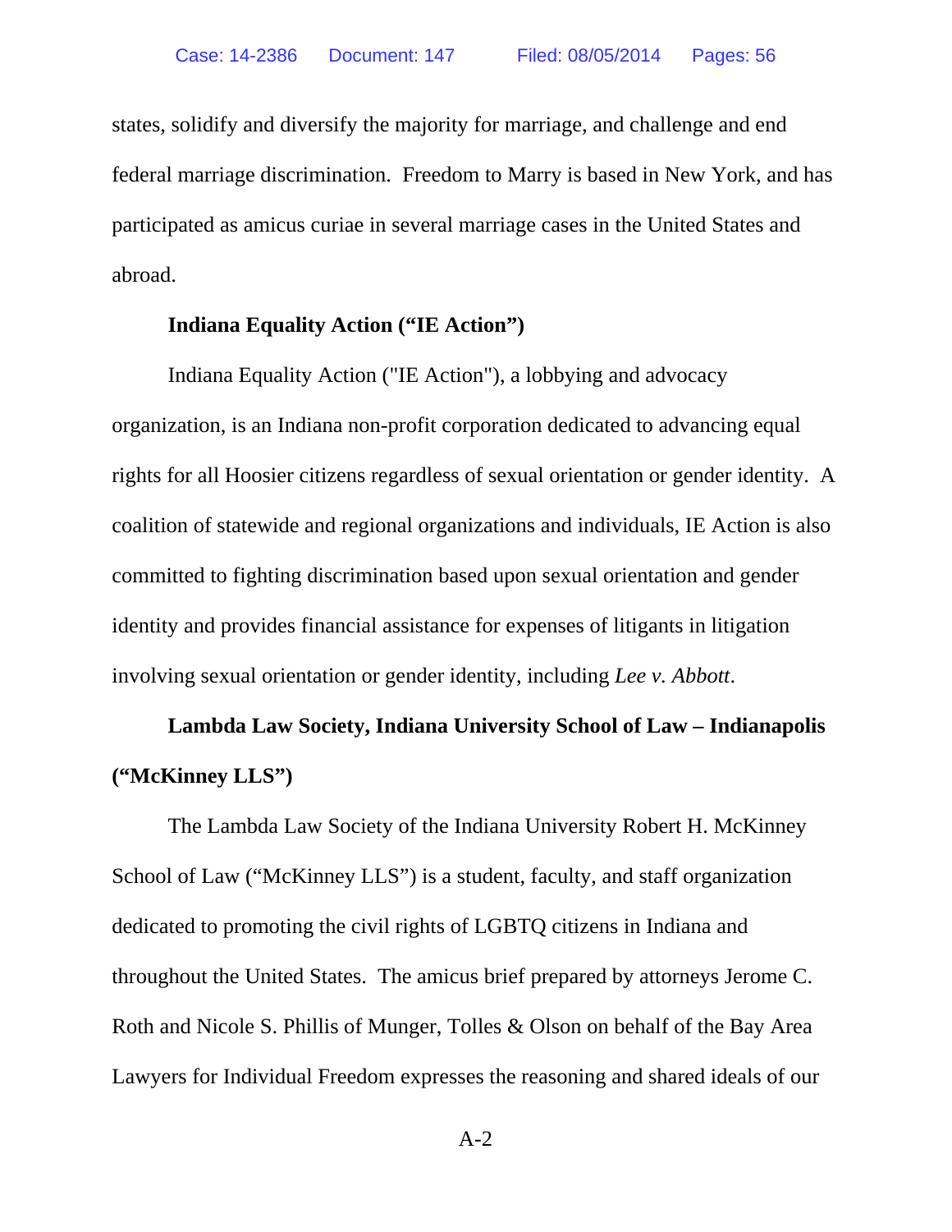states, solidify and diversify the majority for marriage, and challenge and end federal marriage discrimination. Freedom to Marry is based in New York, and has participated as amicus curiae in several marriage cases in the United States and abroad.

**Indiana Equality Action ("IE Action")**

Indiana Equality Action ("IE Action"), a lobbying and advocacy organization, is an Indiana non-profit corporation dedicated to advancing equal rights for all Hoosier citizens regardless of sexual orientation or gender identity. A coalition of statewide and regional organizations and individuals, IE Action is also committed to fighting discrimination based upon sexual orientation and gender identity and provides financial assistance for expenses of litigants in litigation involving sexual orientation or gender identity, including *Lee v. Abbott*.

**Lambda Law Society, Indiana University School of Law – Indianapolis ("McKinney LLS")**

The Lambda Law Society of the Indiana University Robert H. McKinney School of Law ("McKinney LLS") is a student, faculty, and staff organization dedicated to promoting the civil rights of LGBTQ citizens in Indiana and throughout the United States. The amicus brief prepared by attorneys Jerome C. Roth and Nicole S. Phillis of Munger, Tolles & Olson on behalf of the Bay Area Lawyers for Individual Freedom expresses the reasoning and shared ideals of our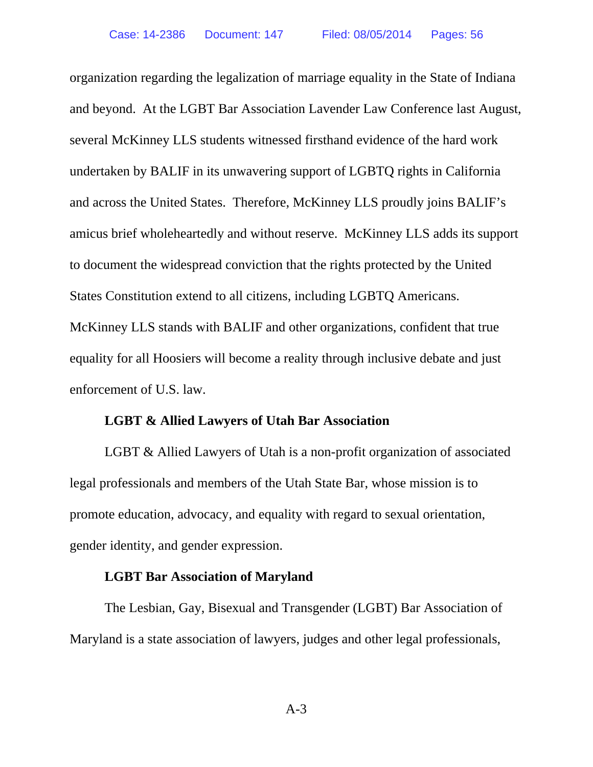organization regarding the legalization of marriage equality in the State of Indiana and beyond. At the LGBT Bar Association Lavender Law Conference last August, several McKinney LLS students witnessed firsthand evidence of the hard work undertaken by BALIF in its unwavering support of LGBTQ rights in California and across the United States. Therefore, McKinney LLS proudly joins BALIF's amicus brief wholeheartedly and without reserve. McKinney LLS adds its support to document the widespread conviction that the rights protected by the United States Constitution extend to all citizens, including LGBTQ Americans. McKinney LLS stands with BALIF and other organizations, confident that true equality for all Hoosiers will become a reality through inclusive debate and just enforcement of U.S. law.

**LGBT & Allied Lawyers of Utah Bar Association**

LGBT & Allied Lawyers of Utah is a non-profit organization of associated legal professionals and members of the Utah State Bar, whose mission is to promote education, advocacy, and equality with regard to sexual orientation, gender identity, and gender expression.

**LGBT Bar Association of Maryland**

The Lesbian, Gay, Bisexual and Transgender (LGBT) Bar Association of Maryland is a state association of lawyers, judges and other legal professionals,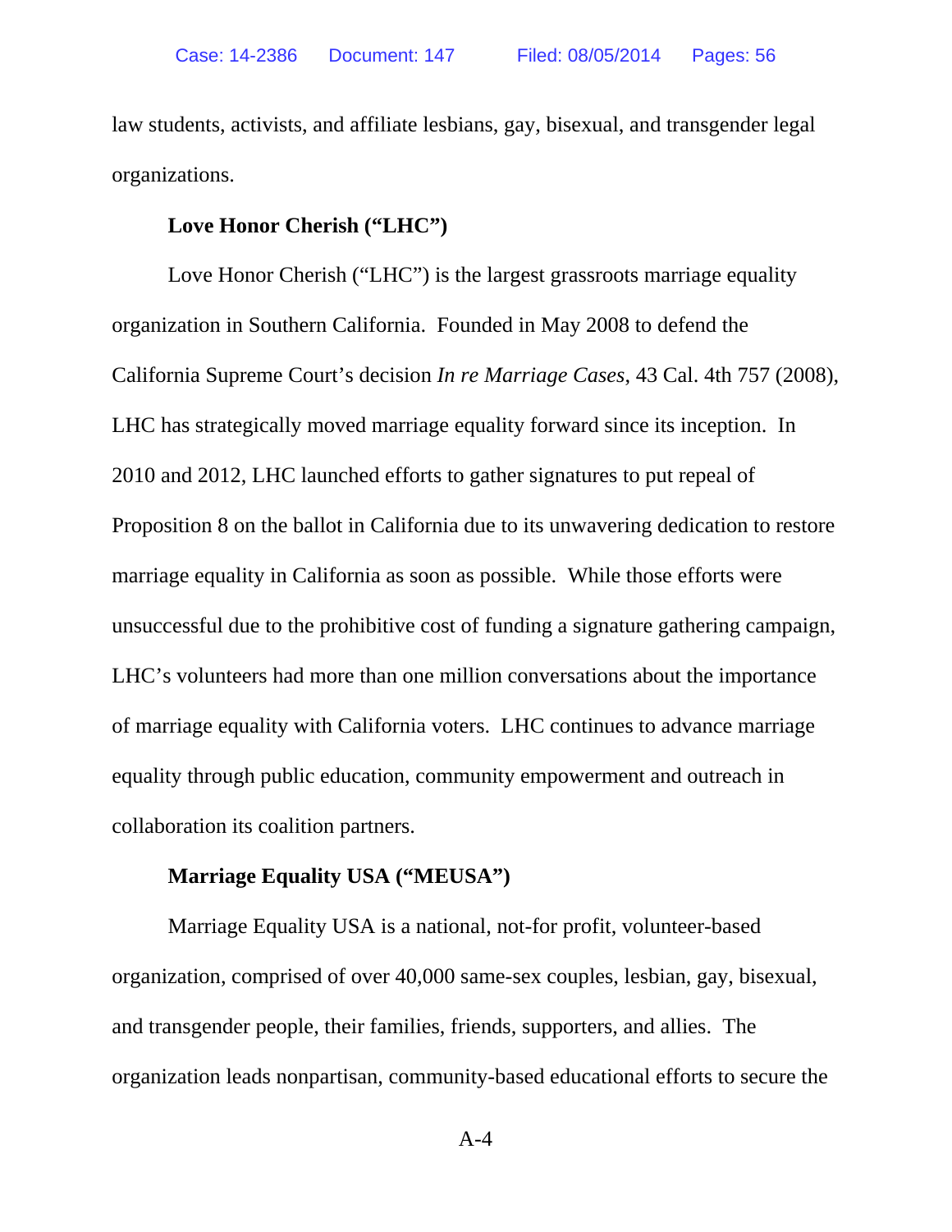law students, activists, and affiliate lesbians, gay, bisexual, and transgender legal organizations.

**Love Honor Cherish ("LHC")**

Love Honor Cherish ("LHC") is the largest grassroots marriage equality organization in Southern California. Founded in May 2008 to defend the California Supreme Court's decision *In re Marriage Cases*, 43 Cal. 4th 757 (2008), LHC has strategically moved marriage equality forward since its inception. In 2010 and 2012, LHC launched efforts to gather signatures to put repeal of Proposition 8 on the ballot in California due to its unwavering dedication to restore marriage equality in California as soon as possible. While those efforts were unsuccessful due to the prohibitive cost of funding a signature gathering campaign, LHC's volunteers had more than one million conversations about the importance of marriage equality with California voters. LHC continues to advance marriage equality through public education, community empowerment and outreach in collaboration its coalition partners.

**Marriage Equality USA ("MEUSA")**

Marriage Equality USA is a national, not-for profit, volunteer-based organization, comprised of over 40,000 same-sex couples, lesbian, gay, bisexual, and transgender people, their families, friends, supporters, and allies. The organization leads nonpartisan, community-based educational efforts to secure the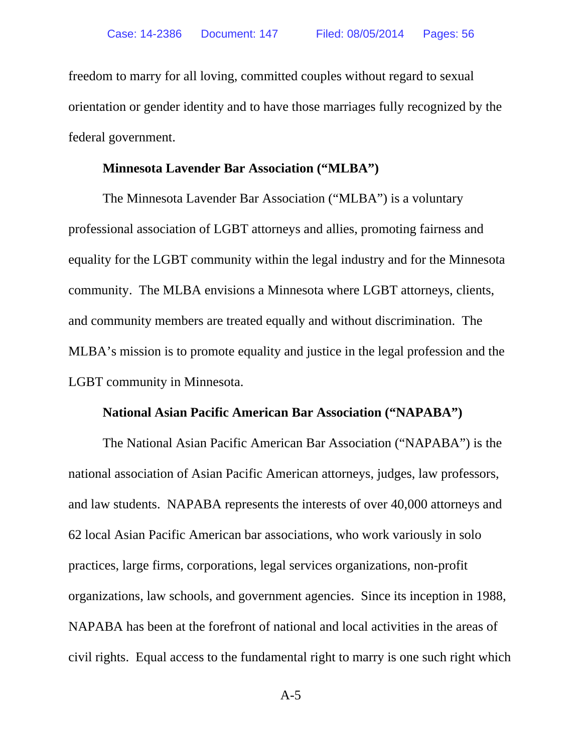freedom to marry for all loving, committed couples without regard to sexual orientation or gender identity and to have those marriages fully recognized by the federal government.

**Minnesota Lavender Bar Association ("MLBA")**

The Minnesota Lavender Bar Association ("MLBA") is a voluntary professional association of LGBT attorneys and allies, promoting fairness and equality for the LGBT community within the legal industry and for the Minnesota community. The MLBA envisions a Minnesota where LGBT attorneys, clients, and community members are treated equally and without discrimination. The MLBA's mission is to promote equality and justice in the legal profession and the LGBT community in Minnesota.

**National Asian Pacific American Bar Association ("NAPABA")**

The National Asian Pacific American Bar Association ("NAPABA") is the national association of Asian Pacific American attorneys, judges, law professors, and law students. NAPABA represents the interests of over 40,000 attorneys and 62 local Asian Pacific American bar associations, who work variously in solo practices, large firms, corporations, legal services organizations, non-profit organizations, law schools, and government agencies. Since its inception in 1988, NAPABA has been at the forefront of national and local activities in the areas of civil rights. Equal access to the fundamental right to marry is one such right which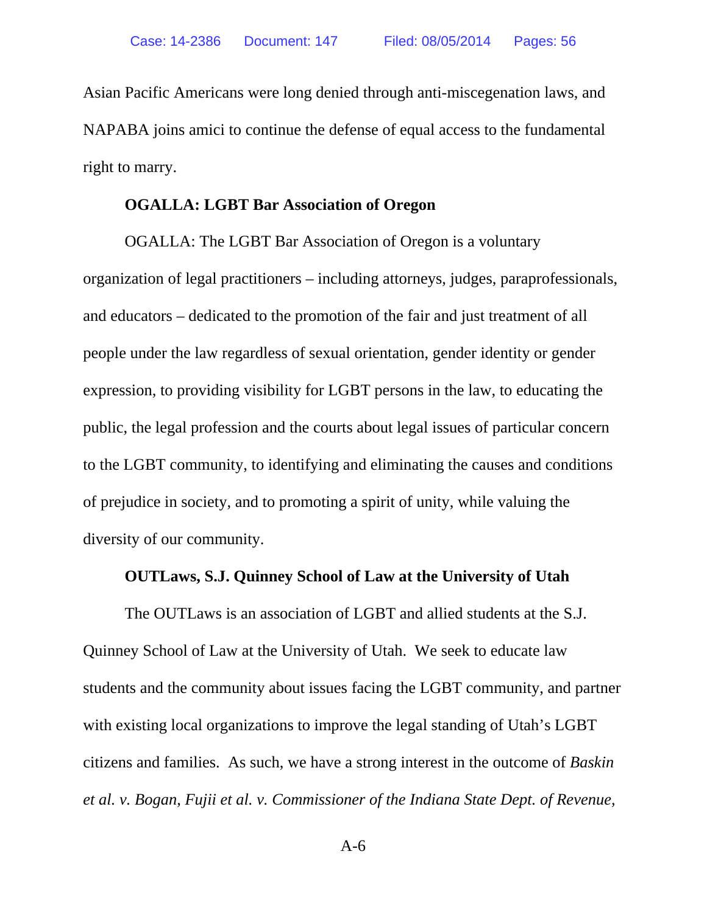Asian Pacific Americans were long denied through anti-miscegenation laws, and NAPABA joins amici to continue the defense of equal access to the fundamental right to marry.

**OGALLA: LGBT Bar Association of Oregon**

OGALLA: The LGBT Bar Association of Oregon is a voluntary organization of legal practitioners – including attorneys, judges, paraprofessionals, and educators – dedicated to the promotion of the fair and just treatment of all people under the law regardless of sexual orientation, gender identity or gender expression, to providing visibility for LGBT persons in the law, to educating the public, the legal profession and the courts about legal issues of particular concern to the LGBT community, to identifying and eliminating the causes and conditions of prejudice in society, and to promoting a spirit of unity, while valuing the diversity of our community.

**OUTLaws, S.J. Quinney School of Law at the University of Utah**

The OUTLaws is an association of LGBT and allied students at the S.J. Quinney School of Law at the University of Utah. We seek to educate law students and the community about issues facing the LGBT community, and partner with existing local organizations to improve the legal standing of Utah's LGBT citizens and families. As such, we have a strong interest in the outcome of *Baskin et al. v. Bogan, Fujii et al. v. Commissioner of the Indiana State Dept. of Revenue,*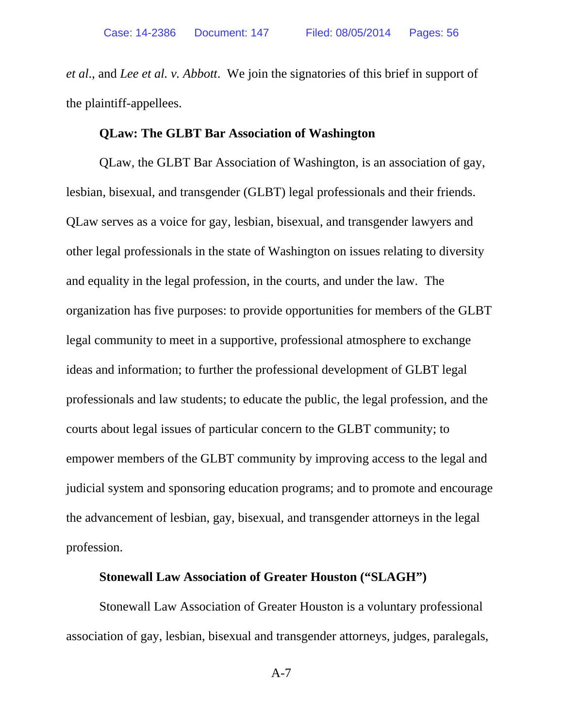*et al.*, and *Lee et al. v. Abbott*. We join the signatories of this brief in support of the plaintiff-appellees.

**QLaw: The GLBT Bar Association of Washington**

QLaw, the GLBT Bar Association of Washington, is an association of gay, lesbian, bisexual, and transgender (GLBT) legal professionals and their friends. QLaw serves as a voice for gay, lesbian, bisexual, and transgender lawyers and other legal professionals in the state of Washington on issues relating to diversity and equality in the legal profession, in the courts, and under the law. The organization has five purposes: to provide opportunities for members of the GLBT legal community to meet in a supportive, professional atmosphere to exchange ideas and information; to further the professional development of GLBT legal professionals and law students; to educate the public, the legal profession, and the courts about legal issues of particular concern to the GLBT community; to empower members of the GLBT community by improving access to the legal and judicial system and sponsoring education programs; and to promote and encourage the advancement of lesbian, gay, bisexual, and transgender attorneys in the legal profession.

**Stonewall Law Association of Greater Houston ("SLAGH")**

Stonewall Law Association of Greater Houston is a voluntary professional association of gay, lesbian, bisexual and transgender attorneys, judges, paralegals,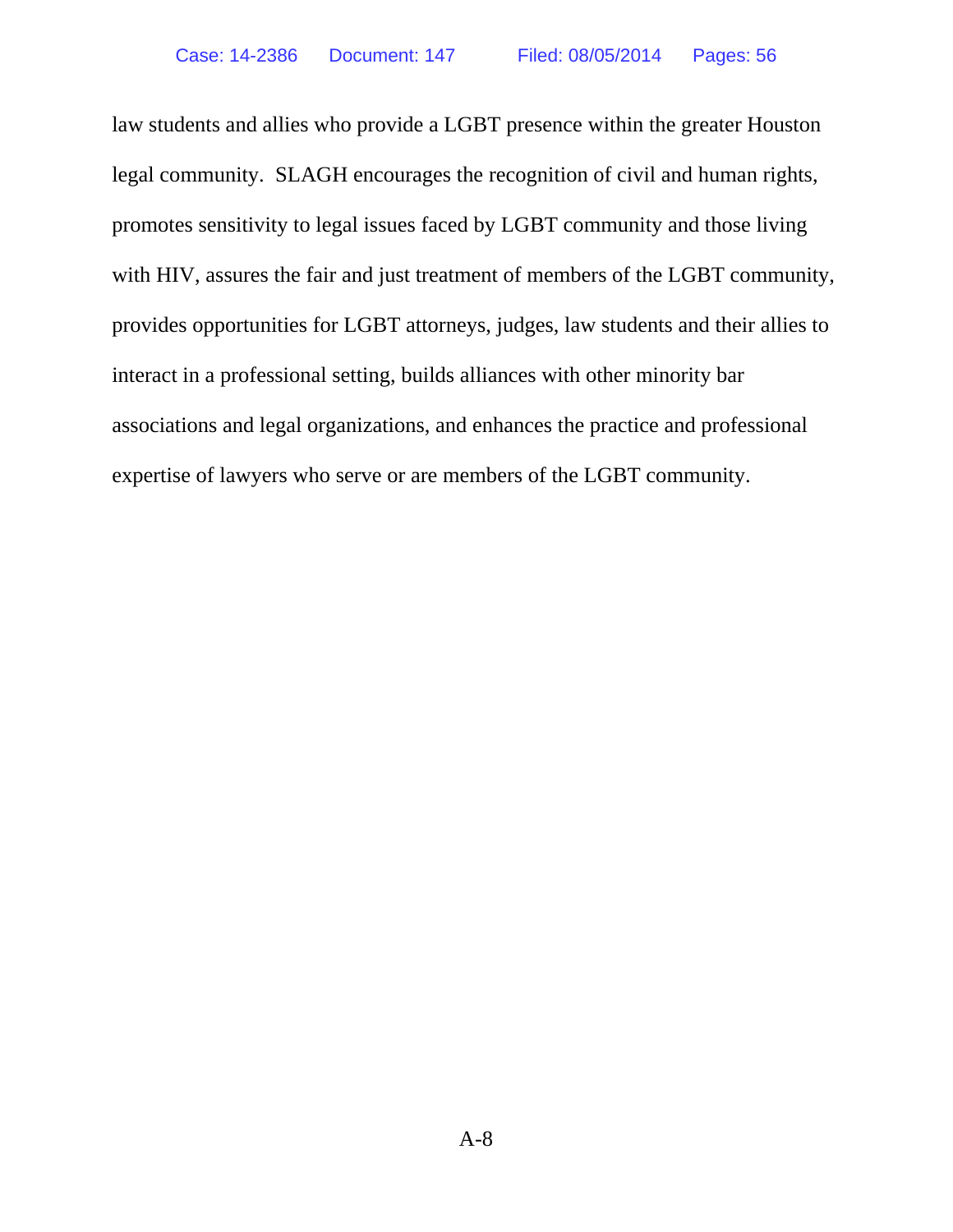law students and allies who provide a LGBT presence within the greater Houston legal community. SLAGH encourages the recognition of civil and human rights, promotes sensitivity to legal issues faced by LGBT community and those living with HIV, assures the fair and just treatment of members of the LGBT community, provides opportunities for LGBT attorneys, judges, law students and their allies to interact in a professional setting, builds alliances with other minority bar associations and legal organizations, and enhances the practice and professional expertise of lawyers who serve or are members of the LGBT community.